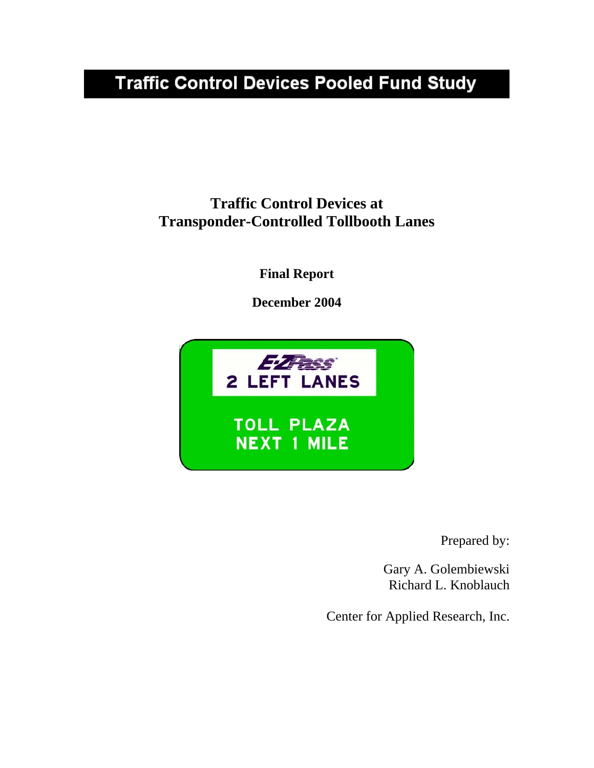# Traffic Control Devices Pooled Fund Study

## Traffic Control Devices at Transponder-Controlled Tollbooth Lanes

**Final Report**

**December 2004**

E-ZPass
2 LEFT LANES

TOLL PLAZA
NEXT 1 MILE

Prepared by:

Gary A. Golembiewski
Richard L. Knoblauch

Center for Applied Research, Inc.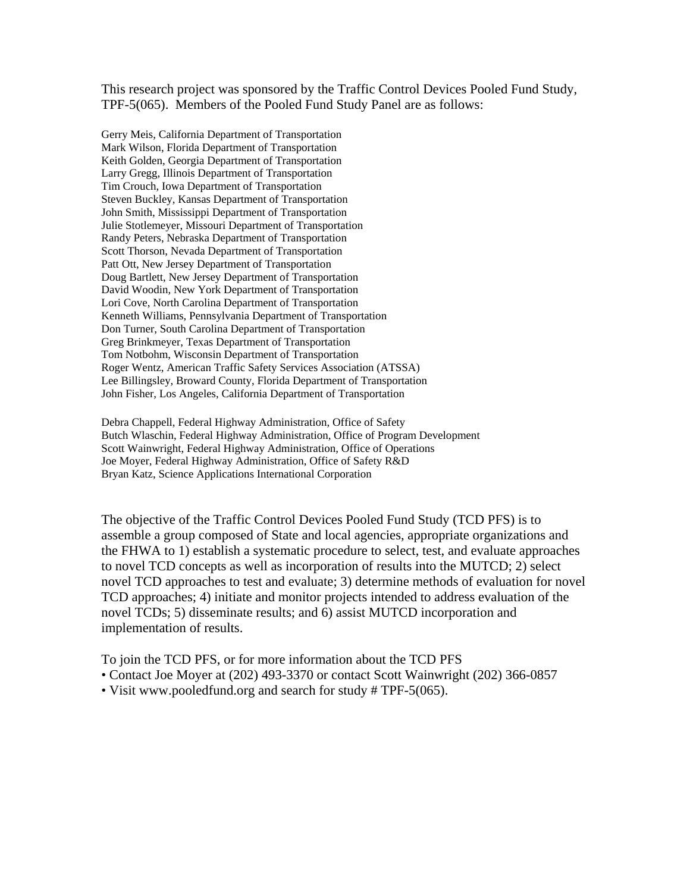This research project was sponsored by the Traffic Control Devices Pooled Fund Study, TPF-5(065). Members of the Pooled Fund Study Panel are as follows:

Gerry Meis, California Department of Transportation
Mark Wilson, Florida Department of Transportation
Keith Golden, Georgia Department of Transportation
Larry Gregg, Illinois Department of Transportation
Tim Crouch, Iowa Department of Transportation
Steven Buckley, Kansas Department of Transportation
John Smith, Mississippi Department of Transportation
Julie Stotlemeyer, Missouri Department of Transportation
Randy Peters, Nebraska Department of Transportation
Scott Thorson, Nevada Department of Transportation
Patt Ott, New Jersey Department of Transportation
Doug Bartlett, New Jersey Department of Transportation
David Woodin, New York Department of Transportation
Lori Cove, North Carolina Department of Transportation
Kenneth Williams, Pennsylvania Department of Transportation
Don Turner, South Carolina Department of Transportation
Greg Brinkmeyer, Texas Department of Transportation
Tom Notbohm, Wisconsin Department of Transportation
Roger Wentz, American Traffic Safety Services Association (ATSSA)
Lee Billingsley, Broward County, Florida Department of Transportation
John Fisher, Los Angeles, California Department of Transportation

Debra Chappell, Federal Highway Administration, Office of Safety
Butch Wlaschin, Federal Highway Administration, Office of Program Development
Scott Wainwright, Federal Highway Administration, Office of Operations
Joe Moyer, Federal Highway Administration, Office of Safety R&D
Bryan Katz, Science Applications International Corporation

The objective of the Traffic Control Devices Pooled Fund Study (TCD PFS) is to assemble a group composed of State and local agencies, appropriate organizations and the FHWA to 1) establish a systematic procedure to select, test, and evaluate approaches to novel TCD concepts as well as incorporation of results into the MUTCD; 2) select novel TCD approaches to test and evaluate; 3) determine methods of evaluation for novel TCD approaches; 4) initiate and monitor projects intended to address evaluation of the novel TCDs; 5) disseminate results; and 6) assist MUTCD incorporation and implementation of results.

To join the TCD PFS, or for more information about the TCD PFS

- Contact Joe Moyer at (202) 493-3370 or contact Scott Wainwright (202) 366-0857
- Visit www.pooledfund.org and search for study # TPF-5(065).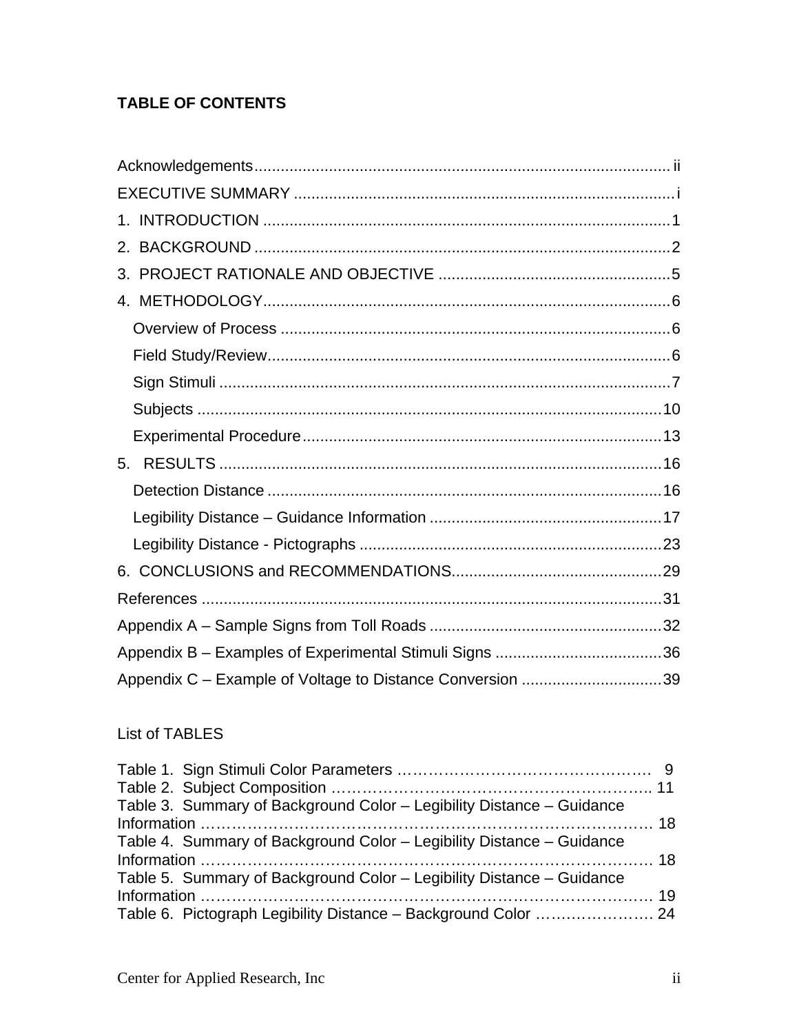# TABLE OF CONTENTS

Acknowledgements .......... ii
EXECUTIVE SUMMARY .......... i
1. INTRODUCTION .......... 1
2. BACKGROUND .......... 2
3. PROJECT RATIONALE AND OBJECTIVE .......... 5
4. METHODOLOGY .......... 6
  Overview of Process .......... 6
  Field Study/Review .......... 6
  Sign Stimuli .......... 7
  Subjects .......... 10
  Experimental Procedure .......... 13
5. RESULTS .......... 16
  Detection Distance .......... 16
  Legibility Distance – Guidance Information .......... 17
  Legibility Distance - Pictographs .......... 23
6. CONCLUSIONS and RECOMMENDATIONS .......... 29
References .......... 31
Appendix A – Sample Signs from Toll Roads .......... 32
Appendix B – Examples of Experimental Stimuli Signs .......... 36
Appendix C – Example of Voltage to Distance Conversion .......... 39

List of TABLES

Table 1. Sign Stimuli Color Parameters .......... 9
Table 2. Subject Composition .......... 11
Table 3. Summary of Background Color – Legibility Distance – Guidance Information .......... 18
Table 4. Summary of Background Color – Legibility Distance – Guidance Information .......... 18
Table 5. Summary of Background Color – Legibility Distance – Guidance Information .......... 19
Table 6. Pictograph Legibility Distance – Background Color .......... 24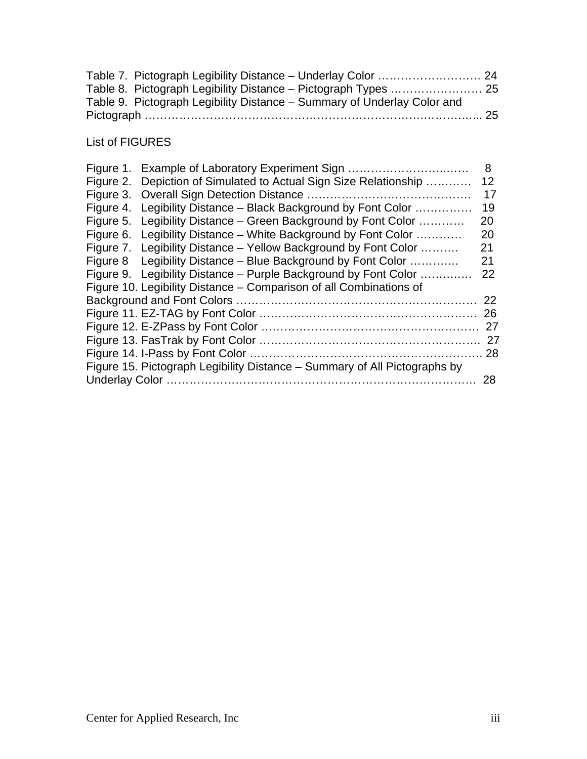Table 7. Pictograph Legibility Distance – Underlay Color ………………………. 24
Table 8. Pictograph Legibility Distance – Pictograph Types …………………… 25
Table 9. Pictograph Legibility Distance – Summary of Underlay Color and Pictograph …………………………………………………………………………... 25

List of FIGURES

Figure 1. Example of Laboratory Experiment Sign ………………………..…… 8
Figure 2. Depiction of Simulated to Actual Sign Size Relationship ………… 12
Figure 3. Overall Sign Detection Distance ……………………………………. 17
Figure 4. Legibility Distance – Black Background by Font Color …………… 19
Figure 5. Legibility Distance – Green Background by Font Color ………… 20
Figure 6. Legibility Distance – White Background by Font Color ………… 20
Figure 7. Legibility Distance – Yellow Background by Font Color ………. 21
Figure 8 Legibility Distance – Blue Background by Font Color ………..… 21
Figure 9. Legibility Distance – Purple Background by Font Color …………. 22
Figure 10. Legibility Distance – Comparison of all Combinations of Background and Font Colors ……………………………………………………… 22
Figure 11. EZ-TAG by Font Color ………………………………………………. 26
Figure 12. E-ZPass by Font Color ………………………………………………. 27
Figure 13. FasTrak by Font Color ……………………………………………….. 27
Figure 14. I-Pass by Font Color …………………………………………………. 28
Figure 15. Pictograph Legibility Distance – Summary of All Pictographs by Underlay Color ………………………………………………………………………. 28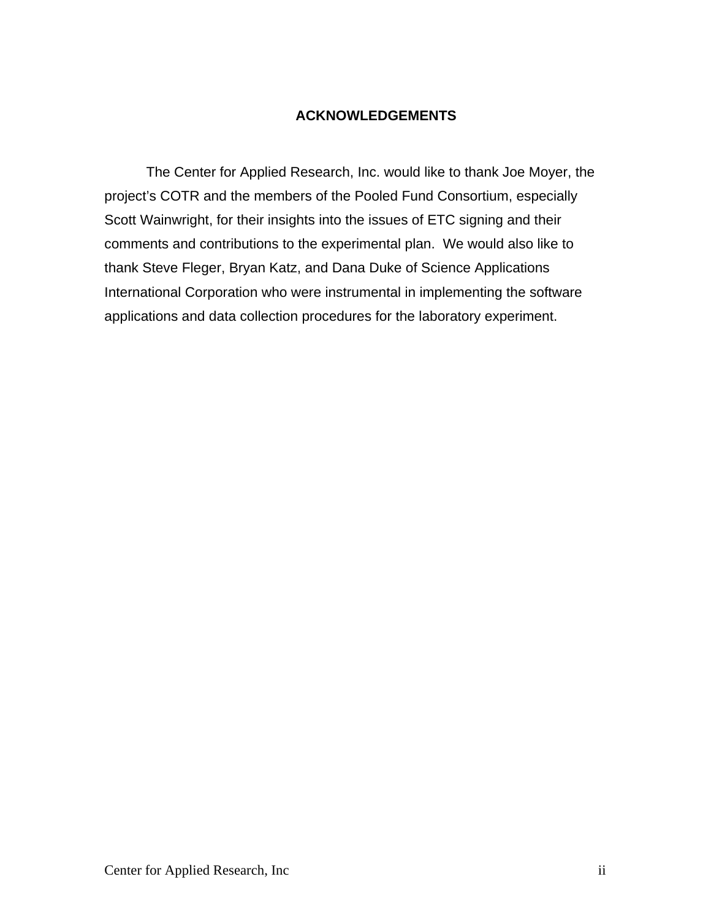## ACKNOWLEDGEMENTS

The Center for Applied Research, Inc. would like to thank Joe Moyer, the project's COTR and the members of the Pooled Fund Consortium, especially Scott Wainwright, for their insights into the issues of ETC signing and their comments and contributions to the experimental plan. We would also like to thank Steve Fleger, Bryan Katz, and Dana Duke of Science Applications International Corporation who were instrumental in implementing the software applications and data collection procedures for the laboratory experiment.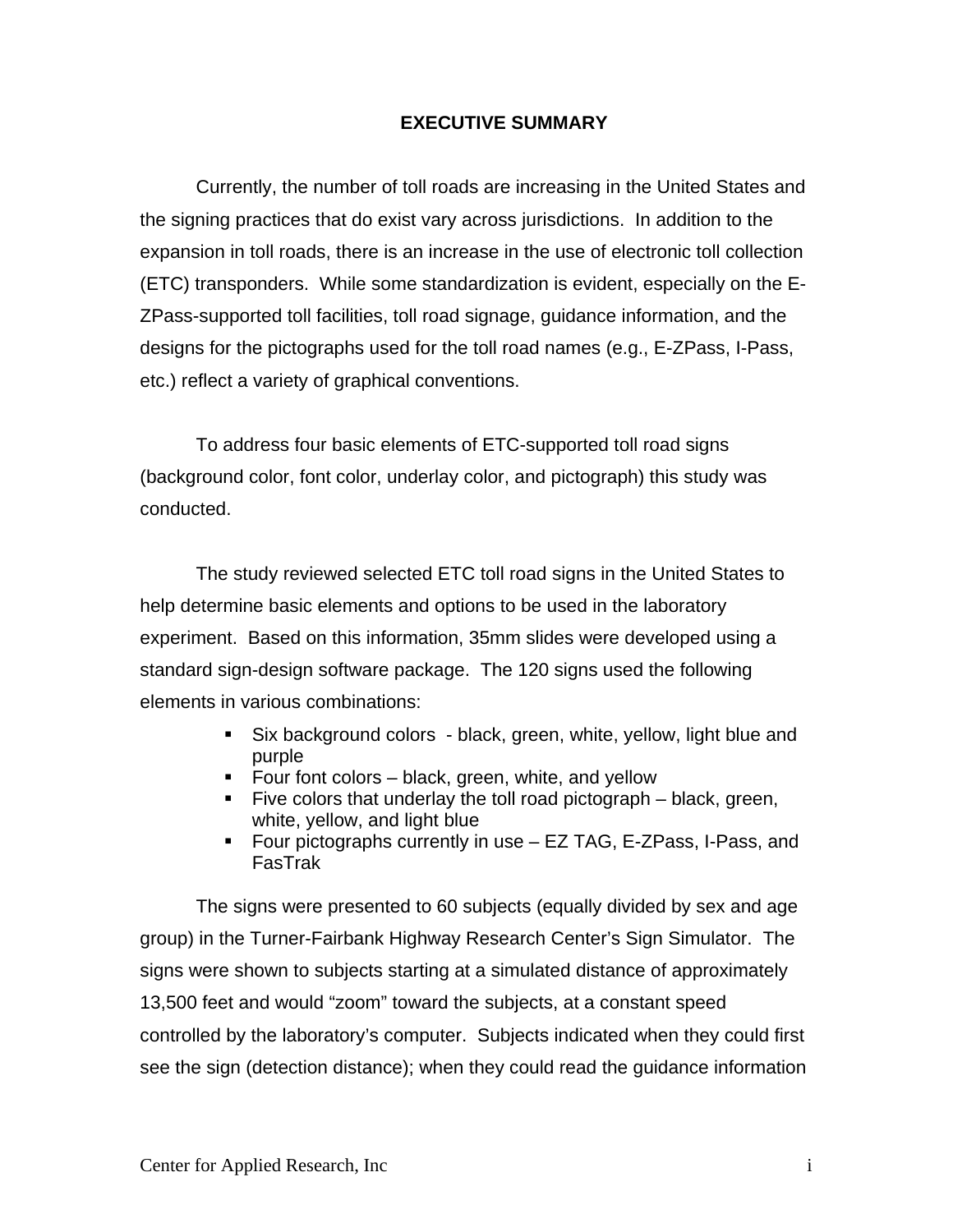# EXECUTIVE SUMMARY

Currently, the number of toll roads are increasing in the United States and the signing practices that do exist vary across jurisdictions. In addition to the expansion in toll roads, there is an increase in the use of electronic toll collection (ETC) transponders. While some standardization is evident, especially on the E-ZPass-supported toll facilities, toll road signage, guidance information, and the designs for the pictographs used for the toll road names (e.g., E-ZPass, I-Pass, etc.) reflect a variety of graphical conventions.

To address four basic elements of ETC-supported toll road signs (background color, font color, underlay color, and pictograph) this study was conducted.

The study reviewed selected ETC toll road signs in the United States to help determine basic elements and options to be used in the laboratory experiment. Based on this information, 35mm slides were developed using a standard sign-design software package. The 120 signs used the following elements in various combinations:

- Six background colors - black, green, white, yellow, light blue and purple
- Four font colors – black, green, white, and yellow
- Five colors that underlay the toll road pictograph – black, green, white, yellow, and light blue
- Four pictographs currently in use – EZ TAG, E-ZPass, I-Pass, and FasTrak

The signs were presented to 60 subjects (equally divided by sex and age group) in the Turner-Fairbank Highway Research Center's Sign Simulator. The signs were shown to subjects starting at a simulated distance of approximately 13,500 feet and would "zoom" toward the subjects, at a constant speed controlled by the laboratory's computer. Subjects indicated when they could first see the sign (detection distance); when they could read the guidance information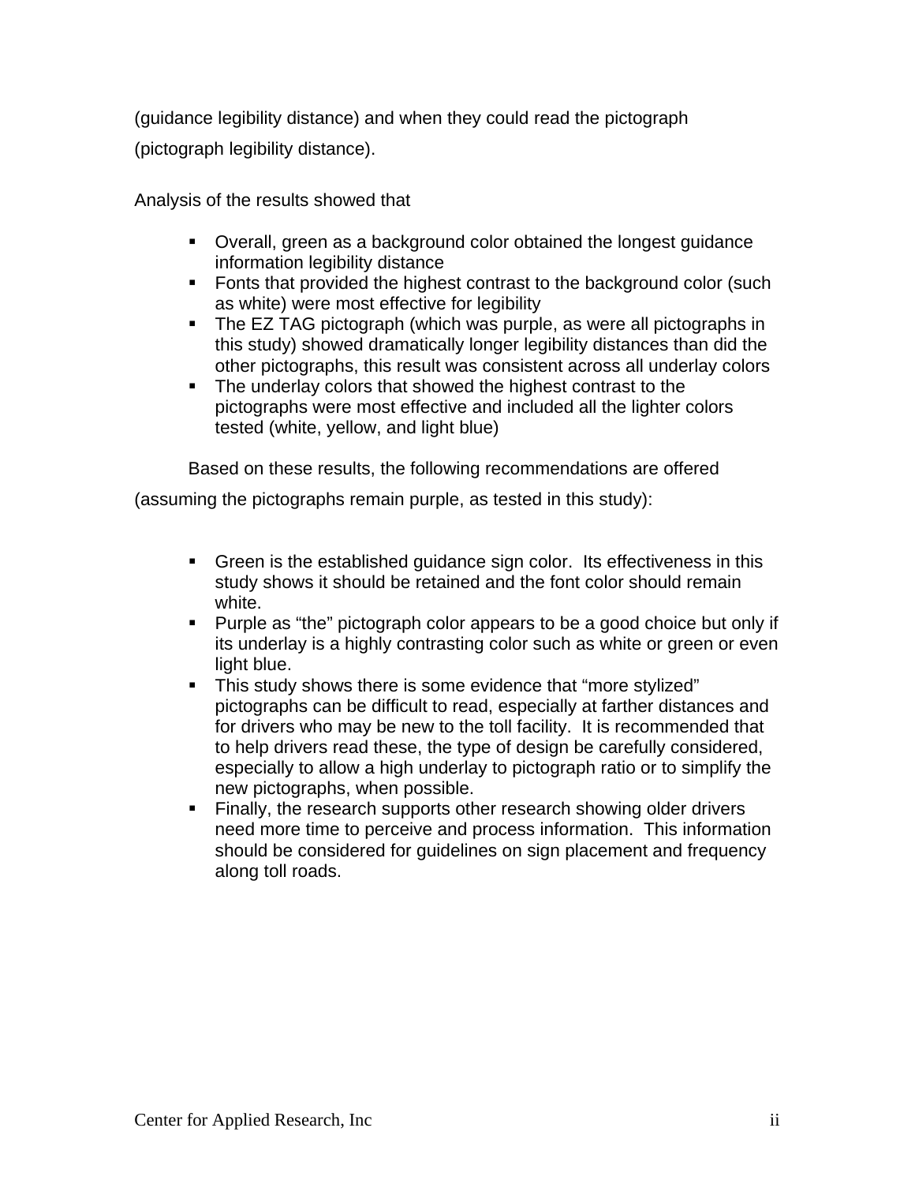(guidance legibility distance) and when they could read the pictograph (pictograph legibility distance).

Analysis of the results showed that

- Overall, green as a background color obtained the longest guidance information legibility distance
- Fonts that provided the highest contrast to the background color (such as white) were most effective for legibility
- The EZ TAG pictograph (which was purple, as were all pictographs in this study) showed dramatically longer legibility distances than did the other pictographs, this result was consistent across all underlay colors
- The underlay colors that showed the highest contrast to the pictographs were most effective and included all the lighter colors tested (white, yellow, and light blue)

Based on these results, the following recommendations are offered (assuming the pictographs remain purple, as tested in this study):

- Green is the established guidance sign color. Its effectiveness in this study shows it should be retained and the font color should remain white.
- Purple as "the" pictograph color appears to be a good choice but only if its underlay is a highly contrasting color such as white or green or even light blue.
- This study shows there is some evidence that "more stylized" pictographs can be difficult to read, especially at farther distances and for drivers who may be new to the toll facility. It is recommended that to help drivers read these, the type of design be carefully considered, especially to allow a high underlay to pictograph ratio or to simplify the new pictographs, when possible.
- Finally, the research supports other research showing older drivers need more time to perceive and process information. This information should be considered for guidelines on sign placement and frequency along toll roads.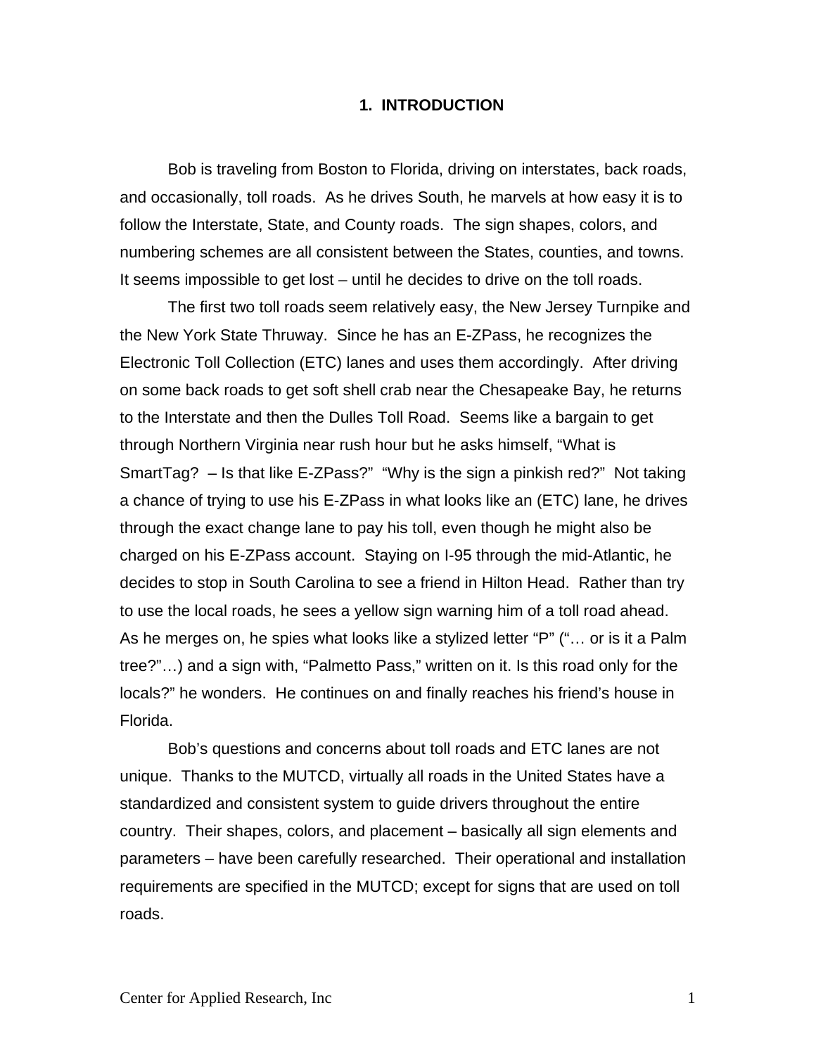# 1. INTRODUCTION

Bob is traveling from Boston to Florida, driving on interstates, back roads, and occasionally, toll roads. As he drives South, he marvels at how easy it is to follow the Interstate, State, and County roads. The sign shapes, colors, and numbering schemes are all consistent between the States, counties, and towns. It seems impossible to get lost – until he decides to drive on the toll roads.

The first two toll roads seem relatively easy, the New Jersey Turnpike and the New York State Thruway. Since he has an E-ZPass, he recognizes the Electronic Toll Collection (ETC) lanes and uses them accordingly. After driving on some back roads to get soft shell crab near the Chesapeake Bay, he returns to the Interstate and then the Dulles Toll Road. Seems like a bargain to get through Northern Virginia near rush hour but he asks himself, "What is SmartTag? – Is that like E-ZPass?" "Why is the sign a pinkish red?" Not taking a chance of trying to use his E-ZPass in what looks like an (ETC) lane, he drives through the exact change lane to pay his toll, even though he might also be charged on his E-ZPass account. Staying on I-95 through the mid-Atlantic, he decides to stop in South Carolina to see a friend in Hilton Head. Rather than try to use the local roads, he sees a yellow sign warning him of a toll road ahead. As he merges on, he spies what looks like a stylized letter "P" ("… or is it a Palm tree?"…) and a sign with, "Palmetto Pass," written on it. Is this road only for the locals?" he wonders. He continues on and finally reaches his friend's house in Florida.

Bob's questions and concerns about toll roads and ETC lanes are not unique. Thanks to the MUTCD, virtually all roads in the United States have a standardized and consistent system to guide drivers throughout the entire country. Their shapes, colors, and placement – basically all sign elements and parameters – have been carefully researched. Their operational and installation requirements are specified in the MUTCD; except for signs that are used on toll roads.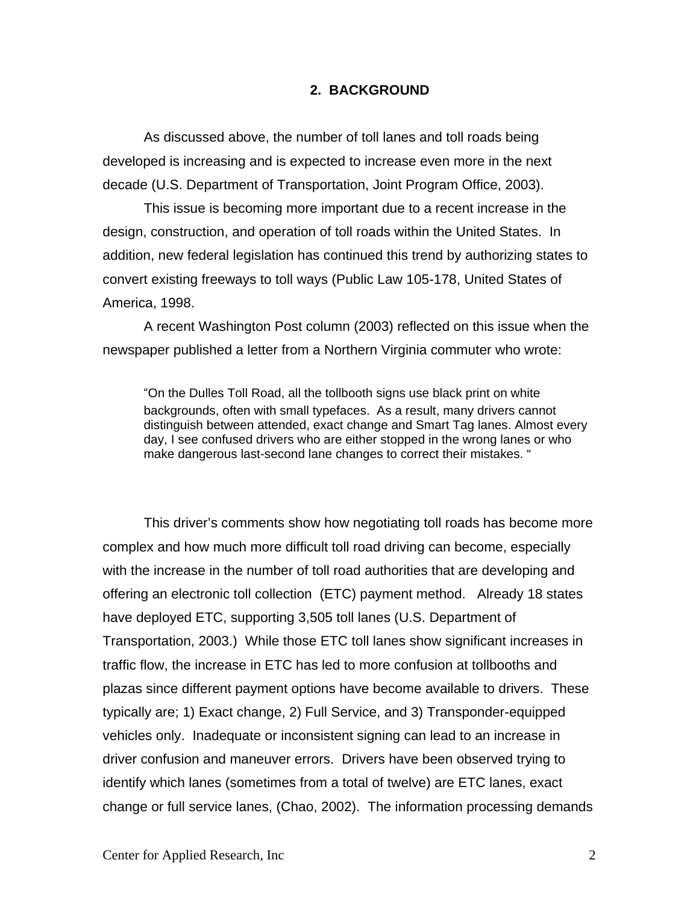## 2. BACKGROUND

As discussed above, the number of toll lanes and toll roads being developed is increasing and is expected to increase even more in the next decade (U.S. Department of Transportation, Joint Program Office, 2003).

This issue is becoming more important due to a recent increase in the design, construction, and operation of toll roads within the United States. In addition, new federal legislation has continued this trend by authorizing states to convert existing freeways to toll ways (Public Law 105-178, United States of America, 1998.

A recent Washington Post column (2003) reflected on this issue when the newspaper published a letter from a Northern Virginia commuter who wrote:

> "On the Dulles Toll Road, all the tollbooth signs use black print on white backgrounds, often with small typefaces. As a result, many drivers cannot distinguish between attended, exact change and Smart Tag lanes. Almost every day, I see confused drivers who are either stopped in the wrong lanes or who make dangerous last-second lane changes to correct their mistakes. "

This driver's comments show how negotiating toll roads has become more complex and how much more difficult toll road driving can become, especially with the increase in the number of toll road authorities that are developing and offering an electronic toll collection (ETC) payment method. Already 18 states have deployed ETC, supporting 3,505 toll lanes (U.S. Department of Transportation, 2003.) While those ETC toll lanes show significant increases in traffic flow, the increase in ETC has led to more confusion at tollbooths and plazas since different payment options have become available to drivers. These typically are; 1) Exact change, 2) Full Service, and 3) Transponder-equipped vehicles only. Inadequate or inconsistent signing can lead to an increase in driver confusion and maneuver errors. Drivers have been observed trying to identify which lanes (sometimes from a total of twelve) are ETC lanes, exact change or full service lanes, (Chao, 2002). The information processing demands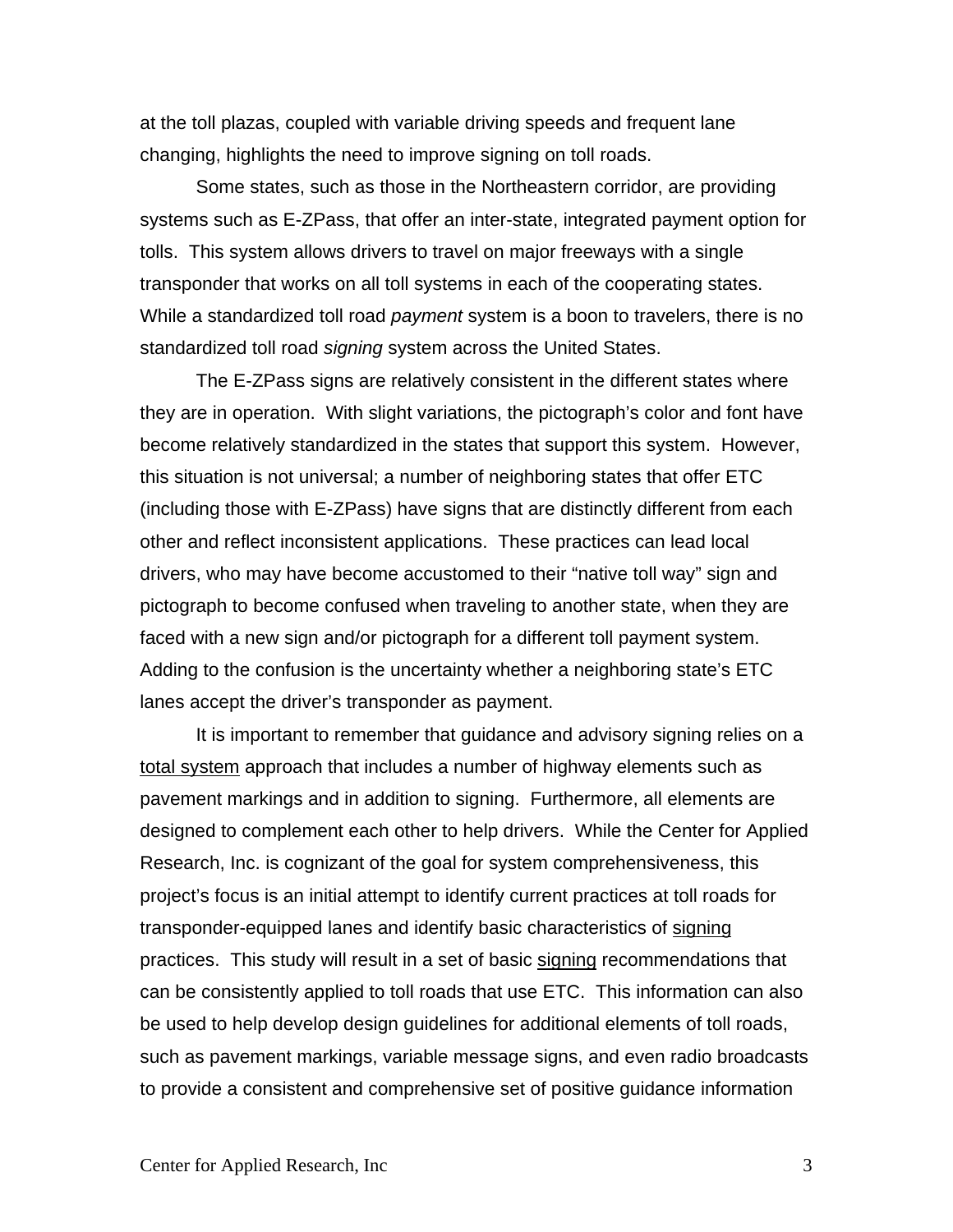at the toll plazas, coupled with variable driving speeds and frequent lane changing, highlights the need to improve signing on toll roads.

Some states, such as those in the Northeastern corridor, are providing systems such as E-ZPass, that offer an inter-state, integrated payment option for tolls. This system allows drivers to travel on major freeways with a single transponder that works on all toll systems in each of the cooperating states. While a standardized toll road *payment* system is a boon to travelers, there is no standardized toll road *signing* system across the United States.

The E-ZPass signs are relatively consistent in the different states where they are in operation. With slight variations, the pictograph's color and font have become relatively standardized in the states that support this system. However, this situation is not universal; a number of neighboring states that offer ETC (including those with E-ZPass) have signs that are distinctly different from each other and reflect inconsistent applications. These practices can lead local drivers, who may have become accustomed to their "native toll way" sign and pictograph to become confused when traveling to another state, when they are faced with a new sign and/or pictograph for a different toll payment system. Adding to the confusion is the uncertainty whether a neighboring state's ETC lanes accept the driver's transponder as payment.

It is important to remember that guidance and advisory signing relies on a total system approach that includes a number of highway elements such as pavement markings and in addition to signing. Furthermore, all elements are designed to complement each other to help drivers. While the Center for Applied Research, Inc. is cognizant of the goal for system comprehensiveness, this project's focus is an initial attempt to identify current practices at toll roads for transponder-equipped lanes and identify basic characteristics of signing practices. This study will result in a set of basic signing recommendations that can be consistently applied to toll roads that use ETC. This information can also be used to help develop design guidelines for additional elements of toll roads, such as pavement markings, variable message signs, and even radio broadcasts to provide a consistent and comprehensive set of positive guidance information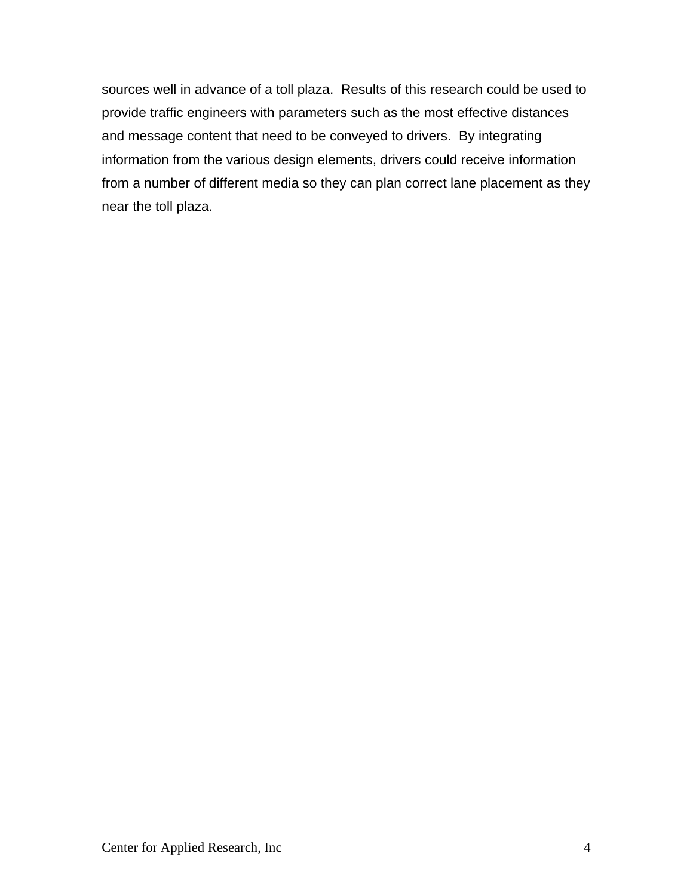sources well in advance of a toll plaza.  Results of this research could be used to provide traffic engineers with parameters such as the most effective distances and message content that need to be conveyed to drivers.  By integrating information from the various design elements, drivers could receive information from a number of different media so they can plan correct lane placement as they near the toll plaza.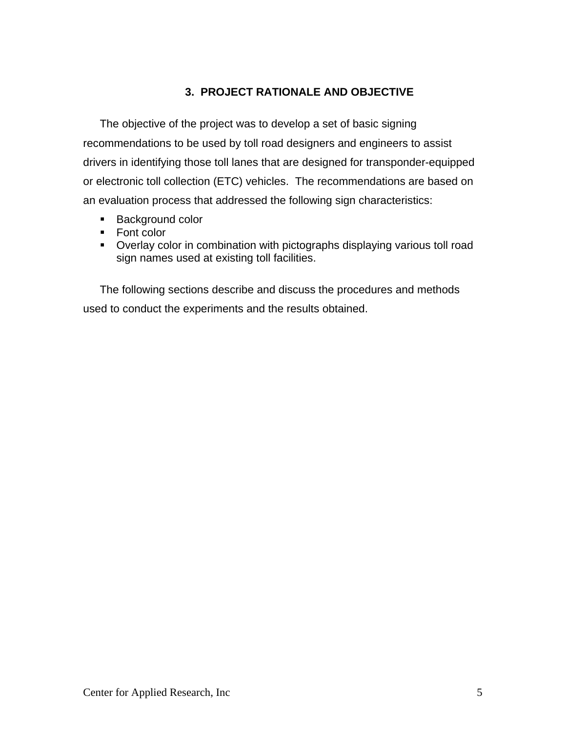# 3. PROJECT RATIONALE AND OBJECTIVE

The objective of the project was to develop a set of basic signing recommendations to be used by toll road designers and engineers to assist drivers in identifying those toll lanes that are designed for transponder-equipped or electronic toll collection (ETC) vehicles. The recommendations are based on an evaluation process that addressed the following sign characteristics:

- Background color
- Font color
- Overlay color in combination with pictographs displaying various toll road sign names used at existing toll facilities.

The following sections describe and discuss the procedures and methods used to conduct the experiments and the results obtained.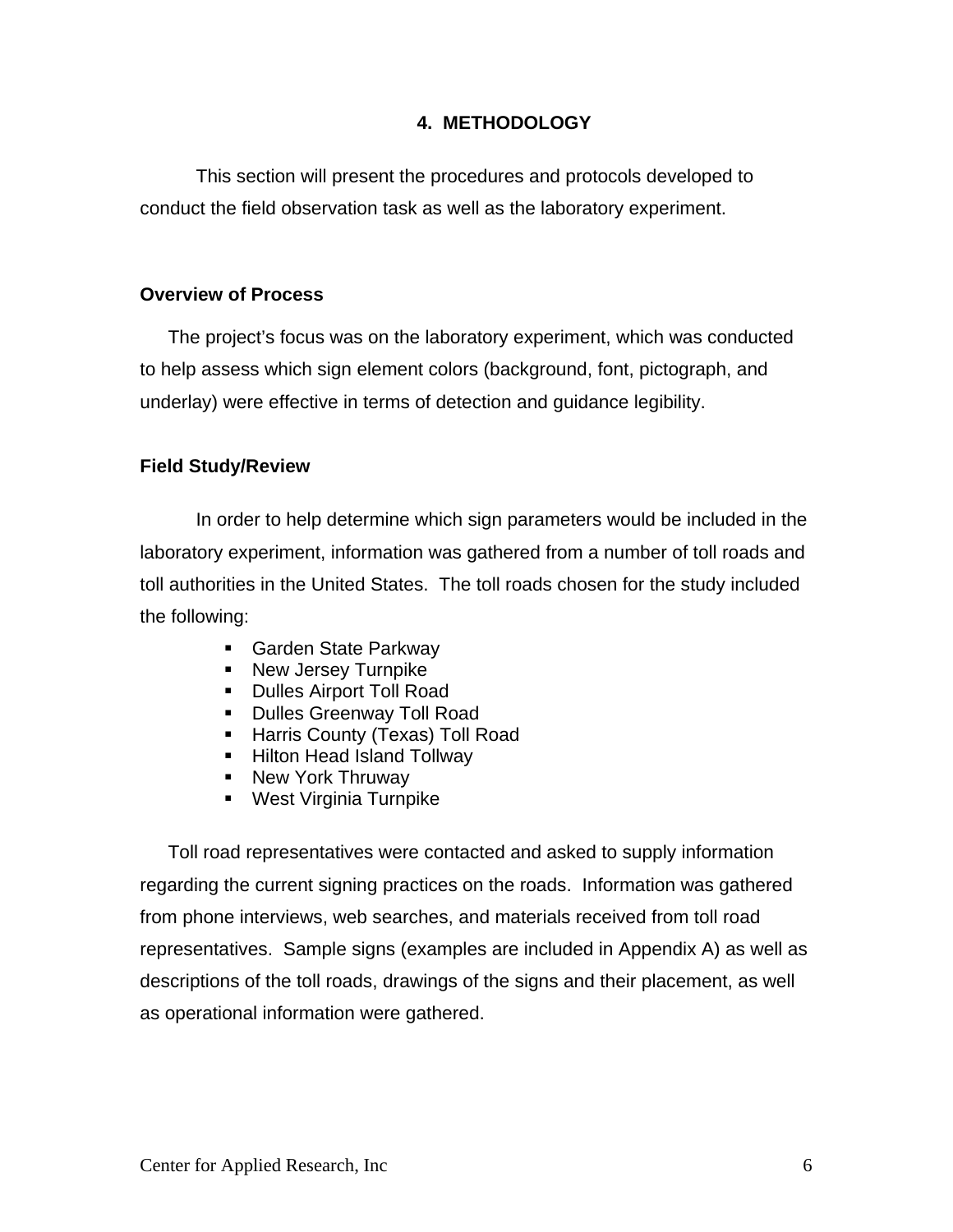# 4. METHODOLOGY

This section will present the procedures and protocols developed to conduct the field observation task as well as the laboratory experiment.

## Overview of Process

The project's focus was on the laboratory experiment, which was conducted to help assess which sign element colors (background, font, pictograph, and underlay) were effective in terms of detection and guidance legibility.

## Field Study/Review

In order to help determine which sign parameters would be included in the laboratory experiment, information was gathered from a number of toll roads and toll authorities in the United States. The toll roads chosen for the study included the following:

- Garden State Parkway
- New Jersey Turnpike
- Dulles Airport Toll Road
- Dulles Greenway Toll Road
- Harris County (Texas) Toll Road
- Hilton Head Island Tollway
- New York Thruway
- West Virginia Turnpike

Toll road representatives were contacted and asked to supply information regarding the current signing practices on the roads. Information was gathered from phone interviews, web searches, and materials received from toll road representatives. Sample signs (examples are included in Appendix A) as well as descriptions of the toll roads, drawings of the signs and their placement, as well as operational information were gathered.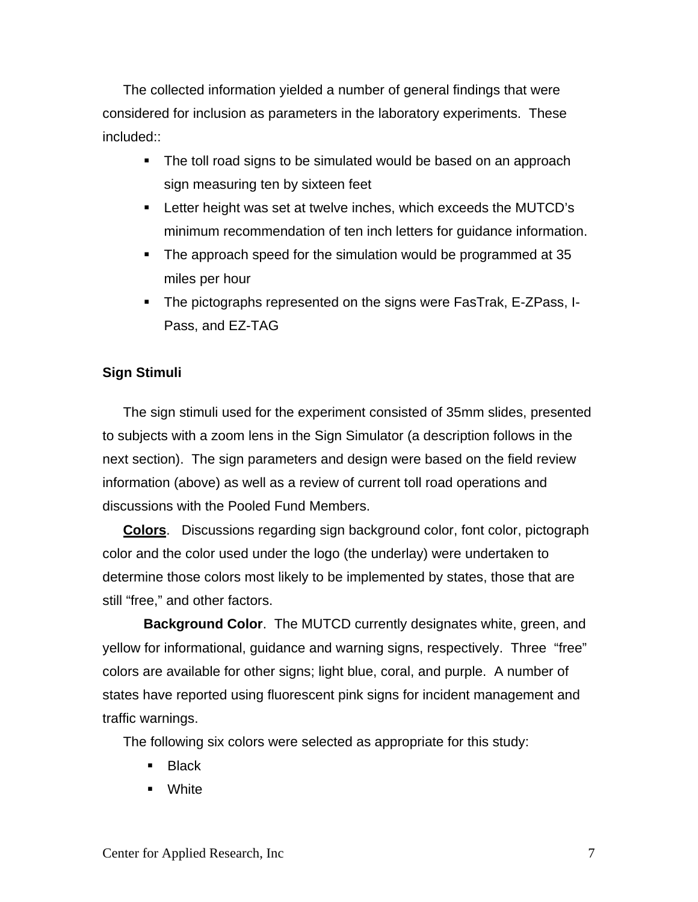The collected information yielded a number of general findings that were considered for inclusion as parameters in the laboratory experiments. These included::

- The toll road signs to be simulated would be based on an approach sign measuring ten by sixteen feet
- Letter height was set at twelve inches, which exceeds the MUTCD's minimum recommendation of ten inch letters for guidance information.
- The approach speed for the simulation would be programmed at 35 miles per hour
- The pictographs represented on the signs were FasTrak, E-ZPass, I-Pass, and EZ-TAG

**Sign Stimuli**

The sign stimuli used for the experiment consisted of 35mm slides, presented to subjects with a zoom lens in the Sign Simulator (a description follows in the next section). The sign parameters and design were based on the field review information (above) as well as a review of current toll road operations and discussions with the Pooled Fund Members.

**Colors**. Discussions regarding sign background color, font color, pictograph color and the color used under the logo (the underlay) were undertaken to determine those colors most likely to be implemented by states, those that are still "free," and other factors.

**Background Color**. The MUTCD currently designates white, green, and yellow for informational, guidance and warning signs, respectively. Three "free" colors are available for other signs; light blue, coral, and purple. A number of states have reported using fluorescent pink signs for incident management and traffic warnings.

The following six colors were selected as appropriate for this study:

- Black
- White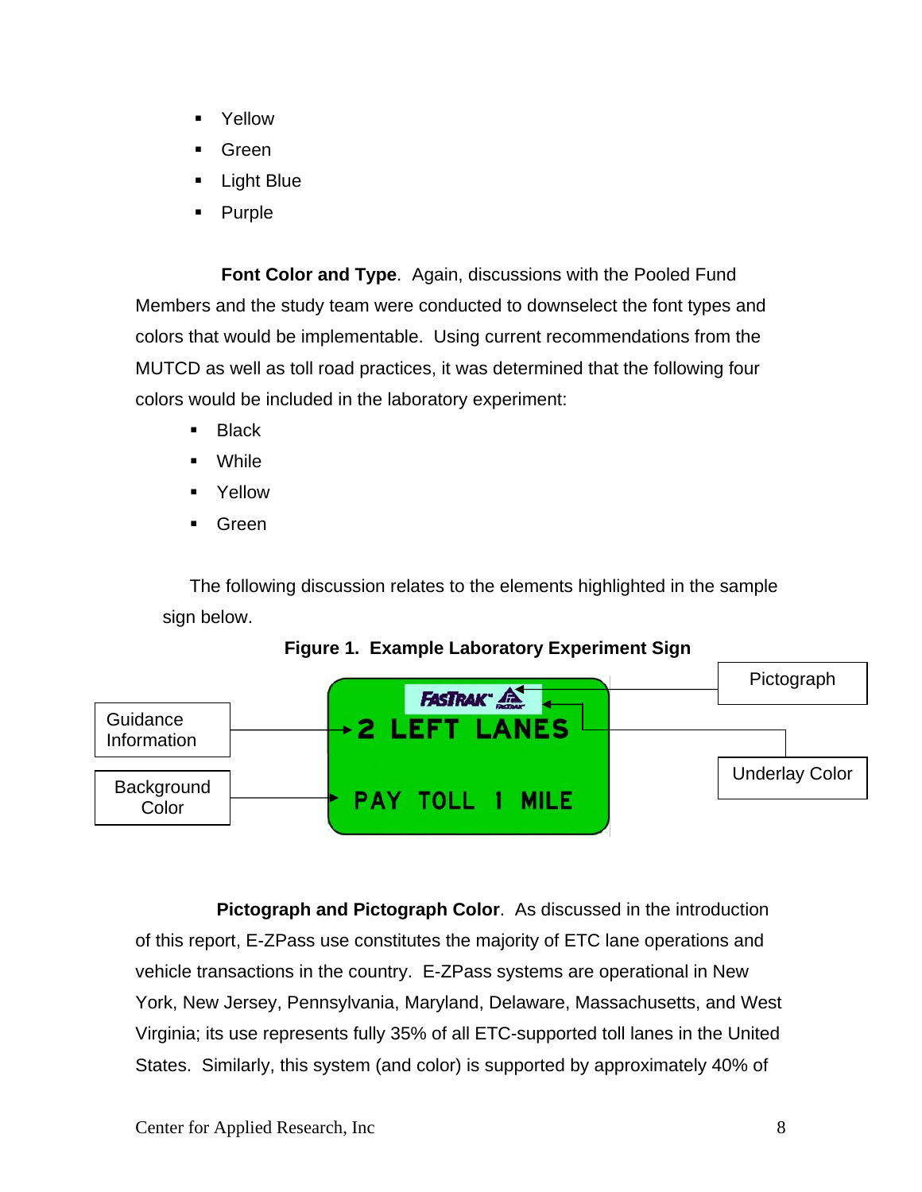- Yellow
- Green
- Light Blue
- Purple

**Font Color and Type**. Again, discussions with the Pooled Fund Members and the study team were conducted to downselect the font types and colors that would be implementable. Using current recommendations from the MUTCD as well as toll road practices, it was determined that the following four colors would be included in the laboratory experiment:

- Black
- While
- Yellow
- Green

The following discussion relates to the elements highlighted in the sample sign below.

**Figure 1. Example Laboratory Experiment Sign**

Guidance Information

Background Color

FASTRAK

2 LEFT LANES

PAY TOLL 1 MILE

Pictograph

Underlay Color

**Pictograph and Pictograph Color**. As discussed in the introduction of this report, E-ZPass use constitutes the majority of ETC lane operations and vehicle transactions in the country. E-ZPass systems are operational in New York, New Jersey, Pennsylvania, Maryland, Delaware, Massachusetts, and West Virginia; its use represents fully 35% of all ETC-supported toll lanes in the United States. Similarly, this system (and color) is supported by approximately 40% of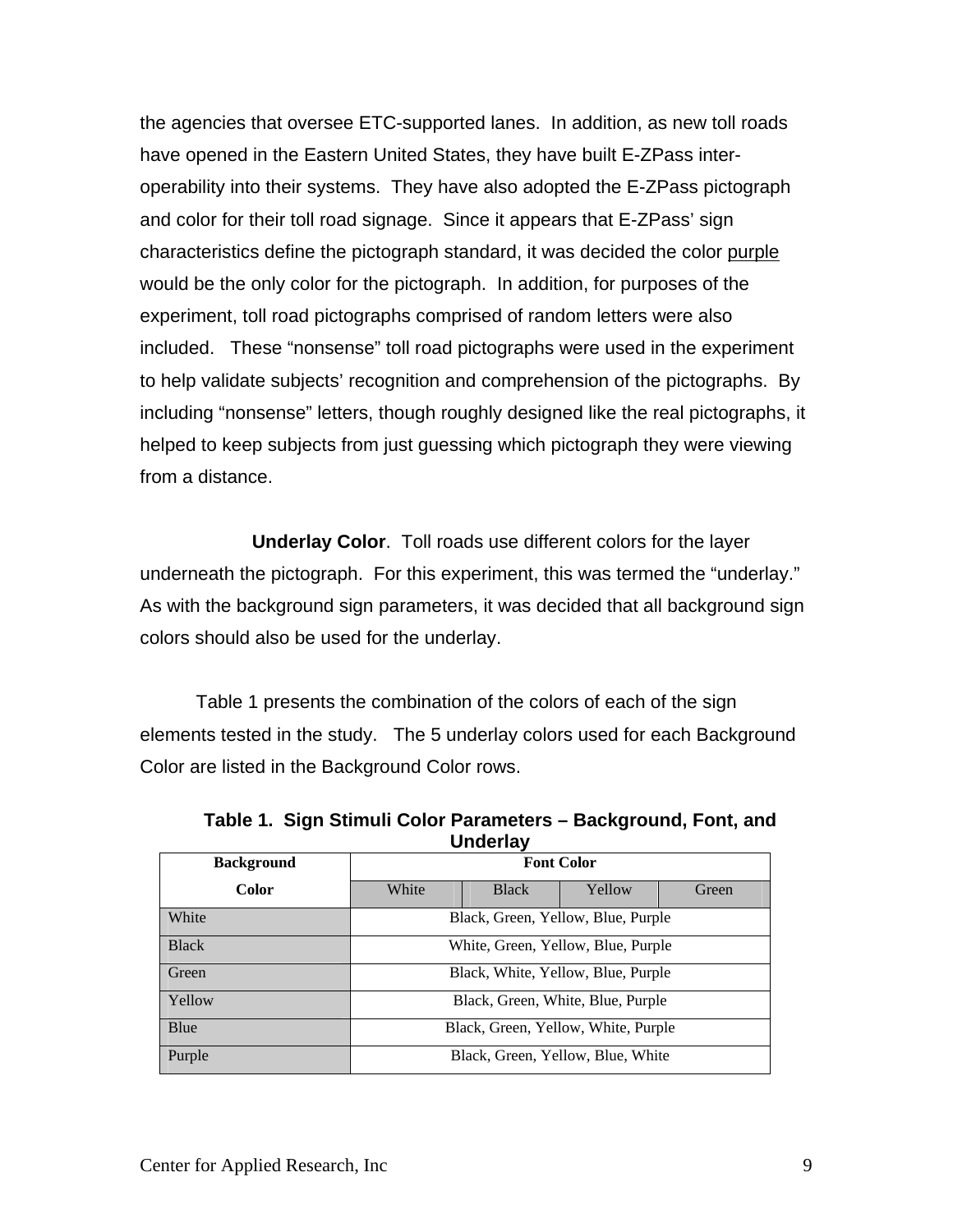the agencies that oversee ETC-supported lanes. In addition, as new toll roads have opened in the Eastern United States, they have built E-ZPass inter-operability into their systems. They have also adopted the E-ZPass pictograph and color for their toll road signage. Since it appears that E-ZPass' sign characteristics define the pictograph standard, it was decided the color purple would be the only color for the pictograph. In addition, for purposes of the experiment, toll road pictographs comprised of random letters were also included. These "nonsense" toll road pictographs were used in the experiment to help validate subjects' recognition and comprehension of the pictographs. By including "nonsense" letters, though roughly designed like the real pictographs, it helped to keep subjects from just guessing which pictograph they were viewing from a distance.

**Underlay Color**. Toll roads use different colors for the layer underneath the pictograph. For this experiment, this was termed the "underlay." As with the background sign parameters, it was decided that all background sign colors should also be used for the underlay.

Table 1 presents the combination of the colors of each of the sign elements tested in the study. The 5 underlay colors used for each Background Color are listed in the Background Color rows.

**Table 1. Sign Stimuli Color Parameters – Background, Font, and Underlay**

| Background Color | Font Color | | | |
|---|---|---|---|---|
| | White | Black | Yellow | Green |
| White | Black, Green, Yellow, Blue, Purple | | | |
| Black | White, Green, Yellow, Blue, Purple | | | |
| Green | Black, White, Yellow, Blue, Purple | | | |
| Yellow | Black, Green, White, Blue, Purple | | | |
| Blue | Black, Green, Yellow, White, Purple | | | |
| Purple | Black, Green, Yellow, Blue, White | | | |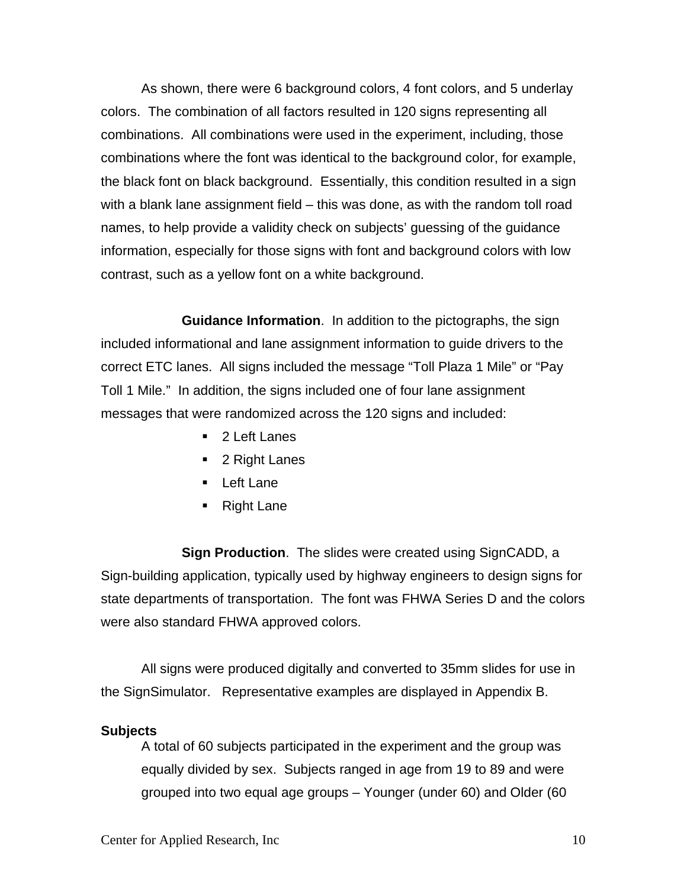As shown, there were 6 background colors, 4 font colors, and 5 underlay colors. The combination of all factors resulted in 120 signs representing all combinations. All combinations were used in the experiment, including, those combinations where the font was identical to the background color, for example, the black font on black background. Essentially, this condition resulted in a sign with a blank lane assignment field – this was done, as with the random toll road names, to help provide a validity check on subjects' guessing of the guidance information, especially for those signs with font and background colors with low contrast, such as a yellow font on a white background.

**Guidance Information**. In addition to the pictographs, the sign included informational and lane assignment information to guide drivers to the correct ETC lanes. All signs included the message "Toll Plaza 1 Mile" or "Pay Toll 1 Mile." In addition, the signs included one of four lane assignment messages that were randomized across the 120 signs and included:

- 2 Left Lanes
- 2 Right Lanes
- Left Lane
- Right Lane

**Sign Production**. The slides were created using SignCADD, a Sign-building application, typically used by highway engineers to design signs for state departments of transportation. The font was FHWA Series D and the colors were also standard FHWA approved colors.

All signs were produced digitally and converted to 35mm slides for use in the SignSimulator. Representative examples are displayed in Appendix B.

**Subjects**

A total of 60 subjects participated in the experiment and the group was equally divided by sex. Subjects ranged in age from 19 to 89 and were grouped into two equal age groups – Younger (under 60) and Older (60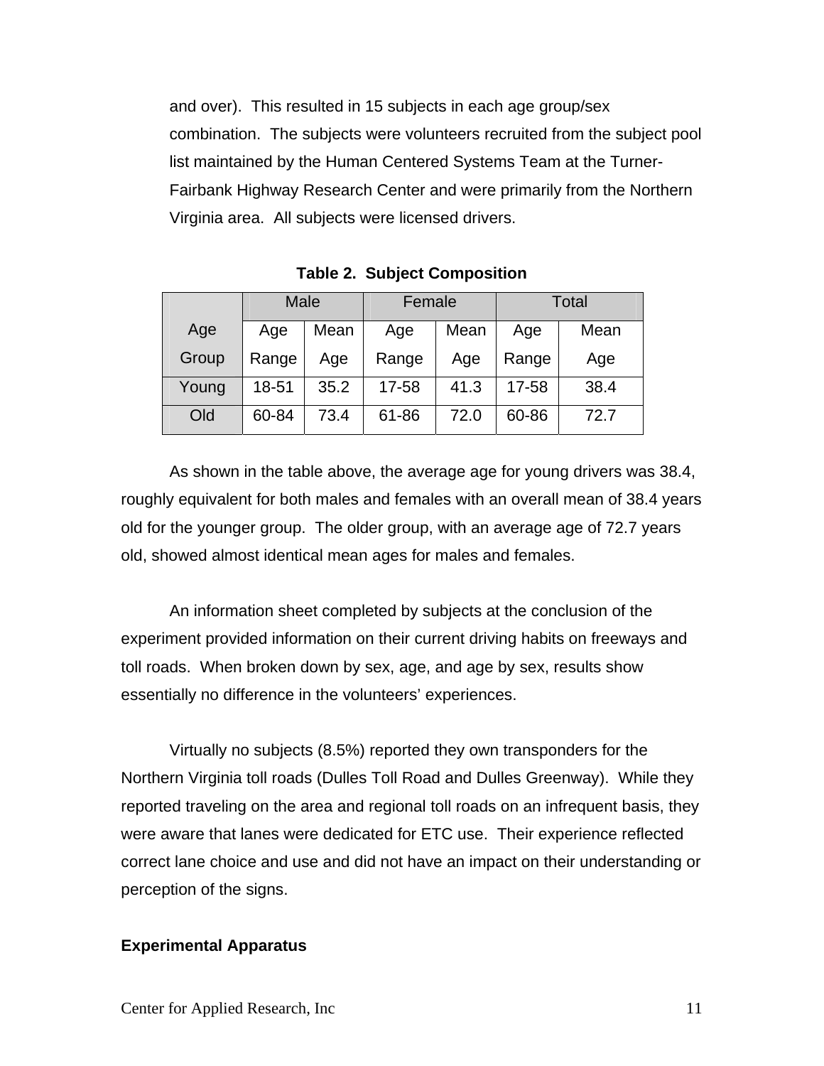and over). This resulted in 15 subjects in each age group/sex combination. The subjects were volunteers recruited from the subject pool list maintained by the Human Centered Systems Team at the Turner-Fairbank Highway Research Center and were primarily from the Northern Virginia area. All subjects were licensed drivers.

**Table 2. Subject Composition**

| | Male | | Female | | Total | |
|---|---|---|---|---|---|---|
| Age Group | Age Range | Mean Age | Age Range | Mean Age | Age Range | Mean Age |
| Young | 18-51 | 35.2 | 17-58 | 41.3 | 17-58 | 38.4 |
| Old | 60-84 | 73.4 | 61-86 | 72.0 | 60-86 | 72.7 |

As shown in the table above, the average age for young drivers was 38.4, roughly equivalent for both males and females with an overall mean of 38.4 years old for the younger group. The older group, with an average age of 72.7 years old, showed almost identical mean ages for males and females.

An information sheet completed by subjects at the conclusion of the experiment provided information on their current driving habits on freeways and toll roads. When broken down by sex, age, and age by sex, results show essentially no difference in the volunteers' experiences.

Virtually no subjects (8.5%) reported they own transponders for the Northern Virginia toll roads (Dulles Toll Road and Dulles Greenway). While they reported traveling on the area and regional toll roads on an infrequent basis, they were aware that lanes were dedicated for ETC use. Their experience reflected correct lane choice and use and did not have an impact on their understanding or perception of the signs.

**Experimental Apparatus**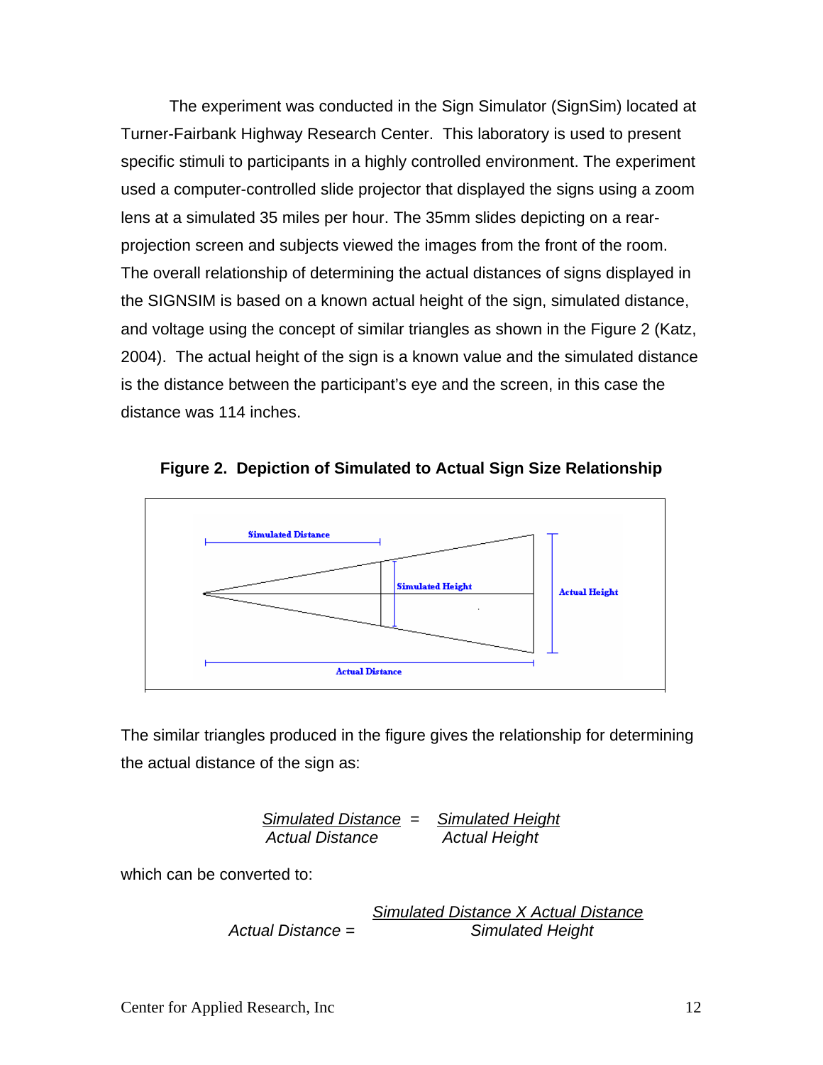The experiment was conducted in the Sign Simulator (SignSim) located at Turner-Fairbank Highway Research Center. This laboratory is used to present specific stimuli to participants in a highly controlled environment. The experiment used a computer-controlled slide projector that displayed the signs using a zoom lens at a simulated 35 miles per hour. The 35mm slides depicting on a rear-projection screen and subjects viewed the images from the front of the room. The overall relationship of determining the actual distances of signs displayed in the SIGNSIM is based on a known actual height of the sign, simulated distance, and voltage using the concept of similar triangles as shown in the Figure 2 (Katz, 2004). The actual height of the sign is a known value and the simulated distance is the distance between the participant's eye and the screen, in this case the distance was 114 inches.

**Figure 2. Depiction of Simulated to Actual Sign Size Relationship**

The similar triangles produced in the figure gives the relationship for determining the actual distance of the sign as:

$$\frac{\text{Simulated Distance}}{\text{Actual Distance}} = \frac{\text{Simulated Height}}{\text{Actual Height}}$$

which can be converted to:

$$\text{Actual Distance} = \frac{\text{Simulated Distance X Actual Distance}}{\text{Simulated Height}}$$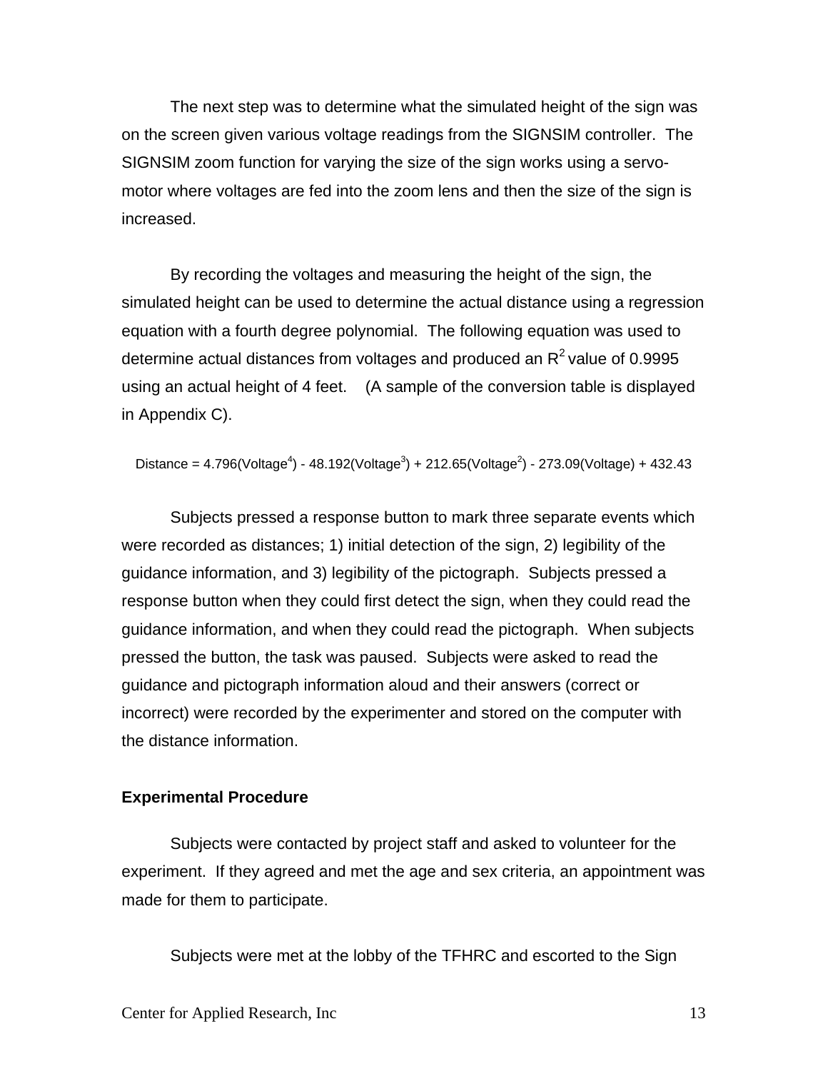The next step was to determine what the simulated height of the sign was on the screen given various voltage readings from the SIGNSIM controller. The SIGNSIM zoom function for varying the size of the sign works using a servo-motor where voltages are fed into the zoom lens and then the size of the sign is increased.

By recording the voltages and measuring the height of the sign, the simulated height can be used to determine the actual distance using a regression equation with a fourth degree polynomial. The following equation was used to determine actual distances from voltages and produced an $R^2$ value of 0.9995 using an actual height of 4 feet. (A sample of the conversion table is displayed in Appendix C).

$$\text{Distance} = 4.796(\text{Voltage}^4) - 48.192(\text{Voltage}^3) + 212.65(\text{Voltage}^2) - 273.09(\text{Voltage}) + 432.43$$

Subjects pressed a response button to mark three separate events which were recorded as distances; 1) initial detection of the sign, 2) legibility of the guidance information, and 3) legibility of the pictograph. Subjects pressed a response button when they could first detect the sign, when they could read the guidance information, and when they could read the pictograph. When subjects pressed the button, the task was paused. Subjects were asked to read the guidance and pictograph information aloud and their answers (correct or incorrect) were recorded by the experimenter and stored on the computer with the distance information.

**Experimental Procedure**

Subjects were contacted by project staff and asked to volunteer for the experiment. If they agreed and met the age and sex criteria, an appointment was made for them to participate.

Subjects were met at the lobby of the TFHRC and escorted to the Sign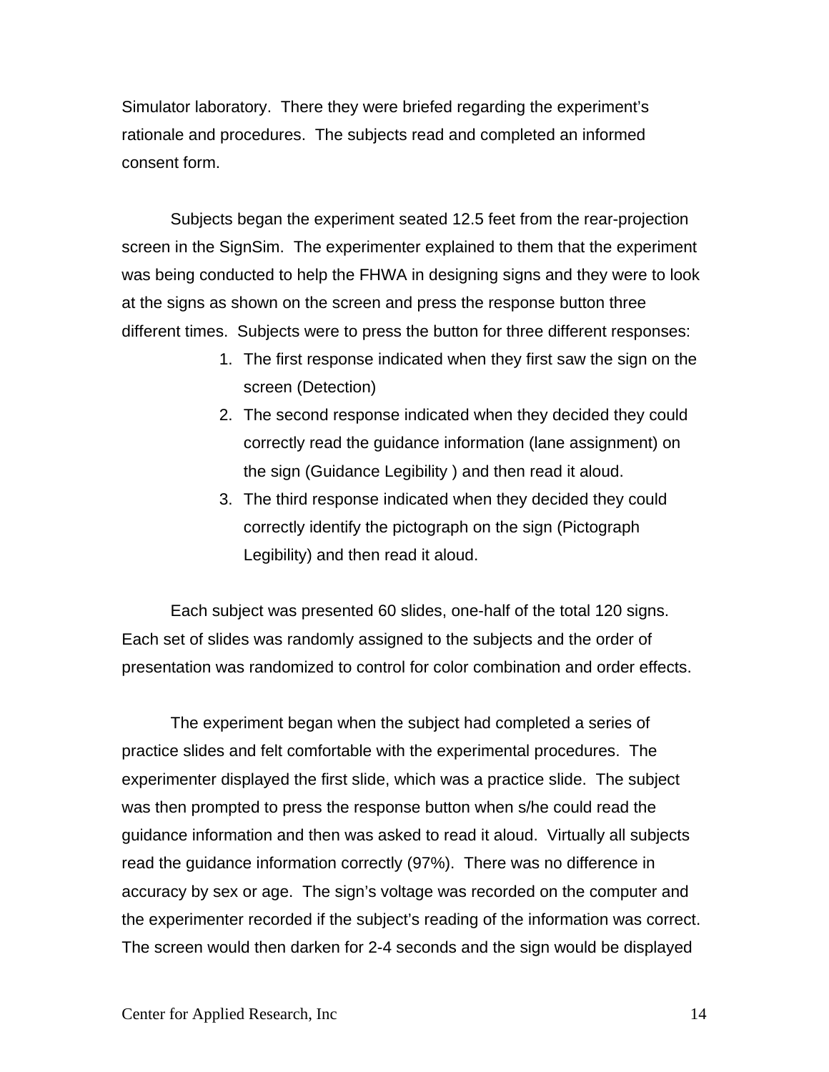Simulator laboratory. There they were briefed regarding the experiment's rationale and procedures. The subjects read and completed an informed consent form.

Subjects began the experiment seated 12.5 feet from the rear-projection screen in the SignSim. The experimenter explained to them that the experiment was being conducted to help the FHWA in designing signs and they were to look at the signs as shown on the screen and press the response button three different times. Subjects were to press the button for three different responses:

1. The first response indicated when they first saw the sign on the screen (Detection)
2. The second response indicated when they decided they could correctly read the guidance information (lane assignment) on the sign (Guidance Legibility ) and then read it aloud.
3. The third response indicated when they decided they could correctly identify the pictograph on the sign (Pictograph Legibility) and then read it aloud.

Each subject was presented 60 slides, one-half of the total 120 signs. Each set of slides was randomly assigned to the subjects and the order of presentation was randomized to control for color combination and order effects.

The experiment began when the subject had completed a series of practice slides and felt comfortable with the experimental procedures. The experimenter displayed the first slide, which was a practice slide. The subject was then prompted to press the response button when s/he could read the guidance information and then was asked to read it aloud. Virtually all subjects read the guidance information correctly (97%). There was no difference in accuracy by sex or age. The sign's voltage was recorded on the computer and the experimenter recorded if the subject's reading of the information was correct. The screen would then darken for 2-4 seconds and the sign would be displayed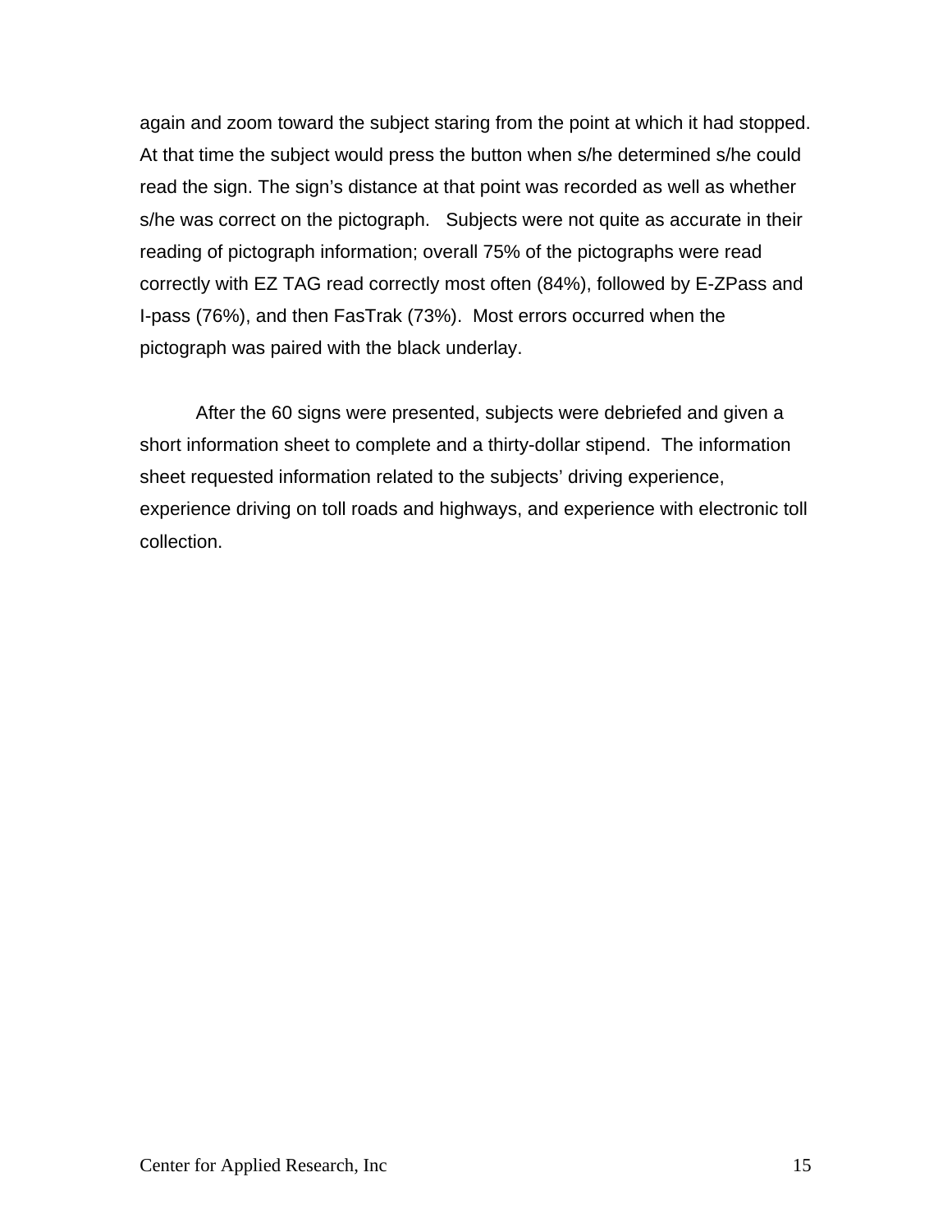again and zoom toward the subject staring from the point at which it had stopped. At that time the subject would press the button when s/he determined s/he could read the sign. The sign's distance at that point was recorded as well as whether s/he was correct on the pictograph. Subjects were not quite as accurate in their reading of pictograph information; overall 75% of the pictographs were read correctly with EZ TAG read correctly most often (84%), followed by E-ZPass and I-pass (76%), and then FasTrak (73%). Most errors occurred when the pictograph was paired with the black underlay.

After the 60 signs were presented, subjects were debriefed and given a short information sheet to complete and a thirty-dollar stipend. The information sheet requested information related to the subjects' driving experience, experience driving on toll roads and highways, and experience with electronic toll collection.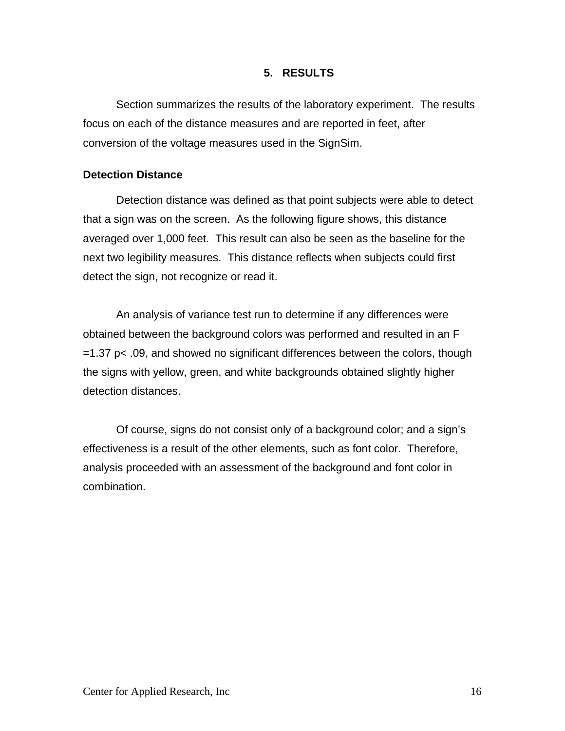# 5. RESULTS

Section summarizes the results of the laboratory experiment. The results focus on each of the distance measures and are reported in feet, after conversion of the voltage measures used in the SignSim.

**Detection Distance**

Detection distance was defined as that point subjects were able to detect that a sign was on the screen. As the following figure shows, this distance averaged over 1,000 feet. This result can also be seen as the baseline for the next two legibility measures. This distance reflects when subjects could first detect the sign, not recognize or read it.

An analysis of variance test run to determine if any differences were obtained between the background colors was performed and resulted in an $F = 1.37$ $p < .09$, and showed no significant differences between the colors, though the signs with yellow, green, and white backgrounds obtained slightly higher detection distances.

Of course, signs do not consist only of a background color; and a sign's effectiveness is a result of the other elements, such as font color. Therefore, analysis proceeded with an assessment of the background and font color in combination.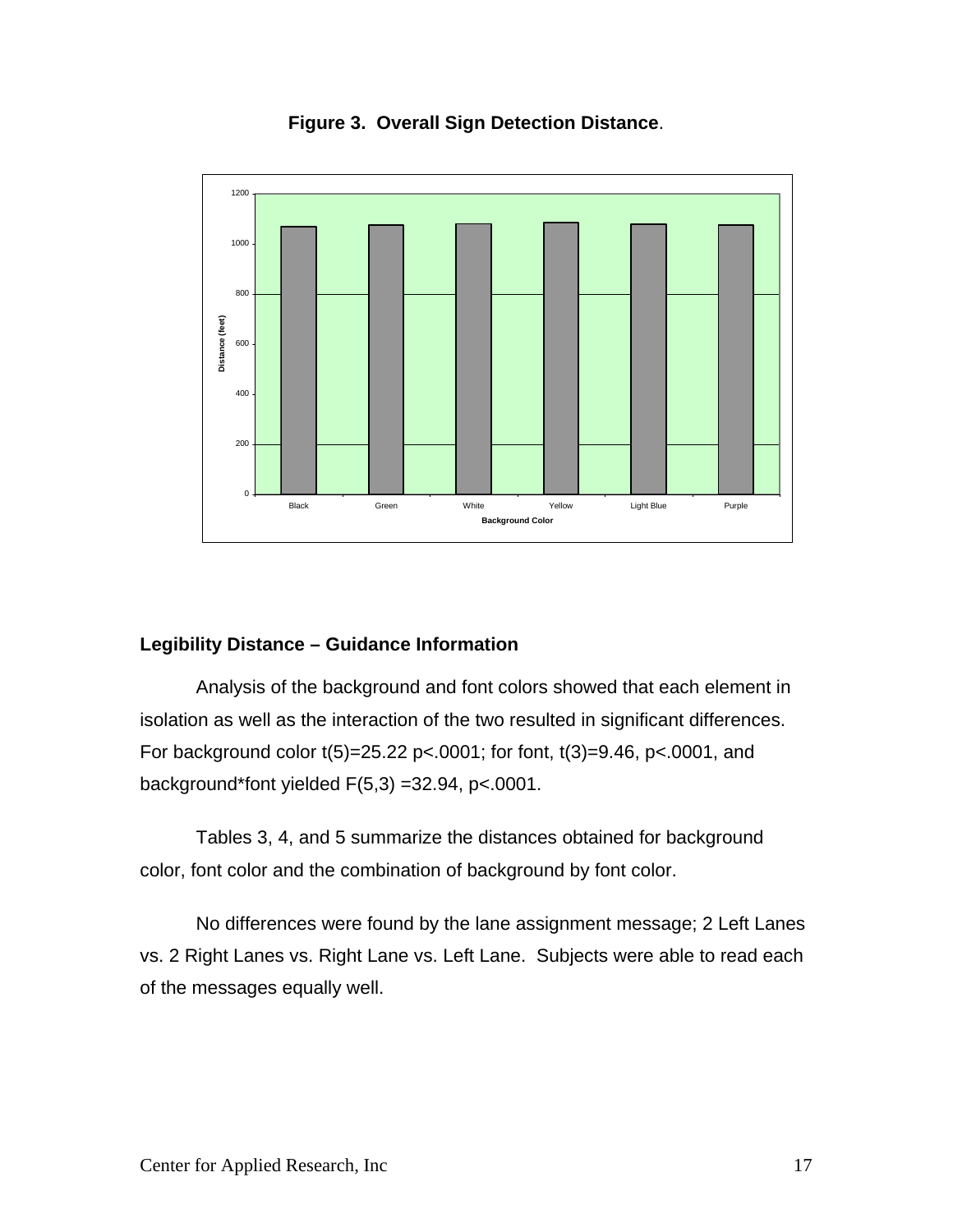**Figure 3. Overall Sign Detection Distance**.

## Legibility Distance – Guidance Information

Analysis of the background and font colors showed that each element in isolation as well as the interaction of the two resulted in significant differences. For background color $t(5)=25.22$ $p<.0001$; for font, $t(3)=9.46$, $p<.0001$, and background*font yielded $F(5,3) = 32.94$, $p<.0001$.

Tables 3, 4, and 5 summarize the distances obtained for background color, font color and the combination of background by font color.

No differences were found by the lane assignment message; 2 Left Lanes vs. 2 Right Lanes vs. Right Lane vs. Left Lane. Subjects were able to read each of the messages equally well.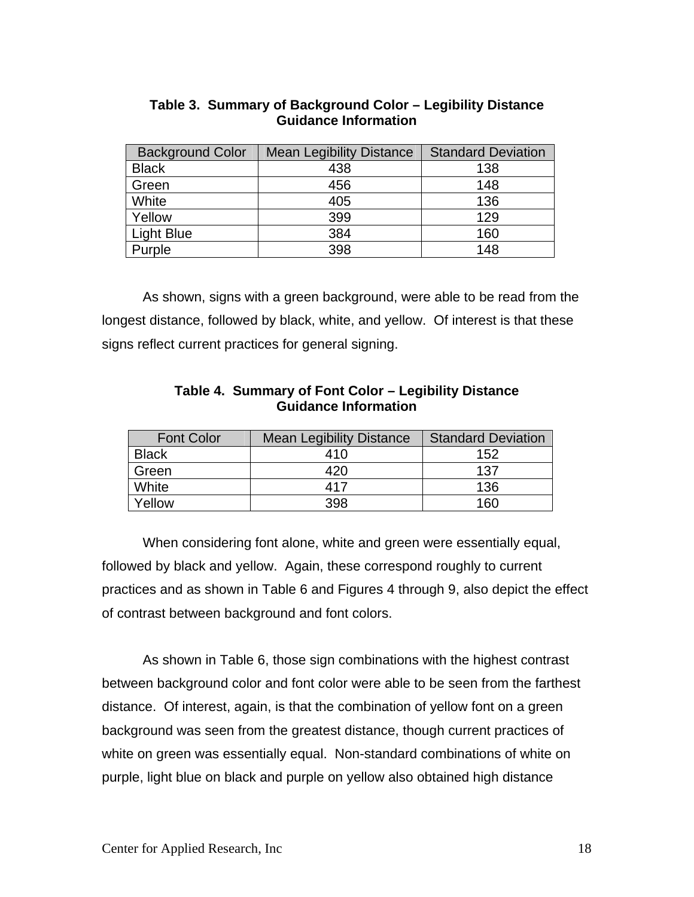**Table 3. Summary of Background Color – Legibility Distance Guidance Information**

| Background Color | Mean Legibility Distance | Standard Deviation |
|---|---|---|
| Black | 438 | 138 |
| Green | 456 | 148 |
| White | 405 | 136 |
| Yellow | 399 | 129 |
| Light Blue | 384 | 160 |
| Purple | 398 | 148 |

As shown, signs with a green background, were able to be read from the longest distance, followed by black, white, and yellow. Of interest is that these signs reflect current practices for general signing.

**Table 4. Summary of Font Color – Legibility Distance Guidance Information**

| Font Color | Mean Legibility Distance | Standard Deviation |
|---|---|---|
| Black | 410 | 152 |
| Green | 420 | 137 |
| White | 417 | 136 |
| Yellow | 398 | 160 |

When considering font alone, white and green were essentially equal, followed by black and yellow. Again, these correspond roughly to current practices and as shown in Table 6 and Figures 4 through 9, also depict the effect of contrast between background and font colors.

As shown in Table 6, those sign combinations with the highest contrast between background color and font color were able to be seen from the farthest distance. Of interest, again, is that the combination of yellow font on a green background was seen from the greatest distance, though current practices of white on green was essentially equal. Non-standard combinations of white on purple, light blue on black and purple on yellow also obtained high distance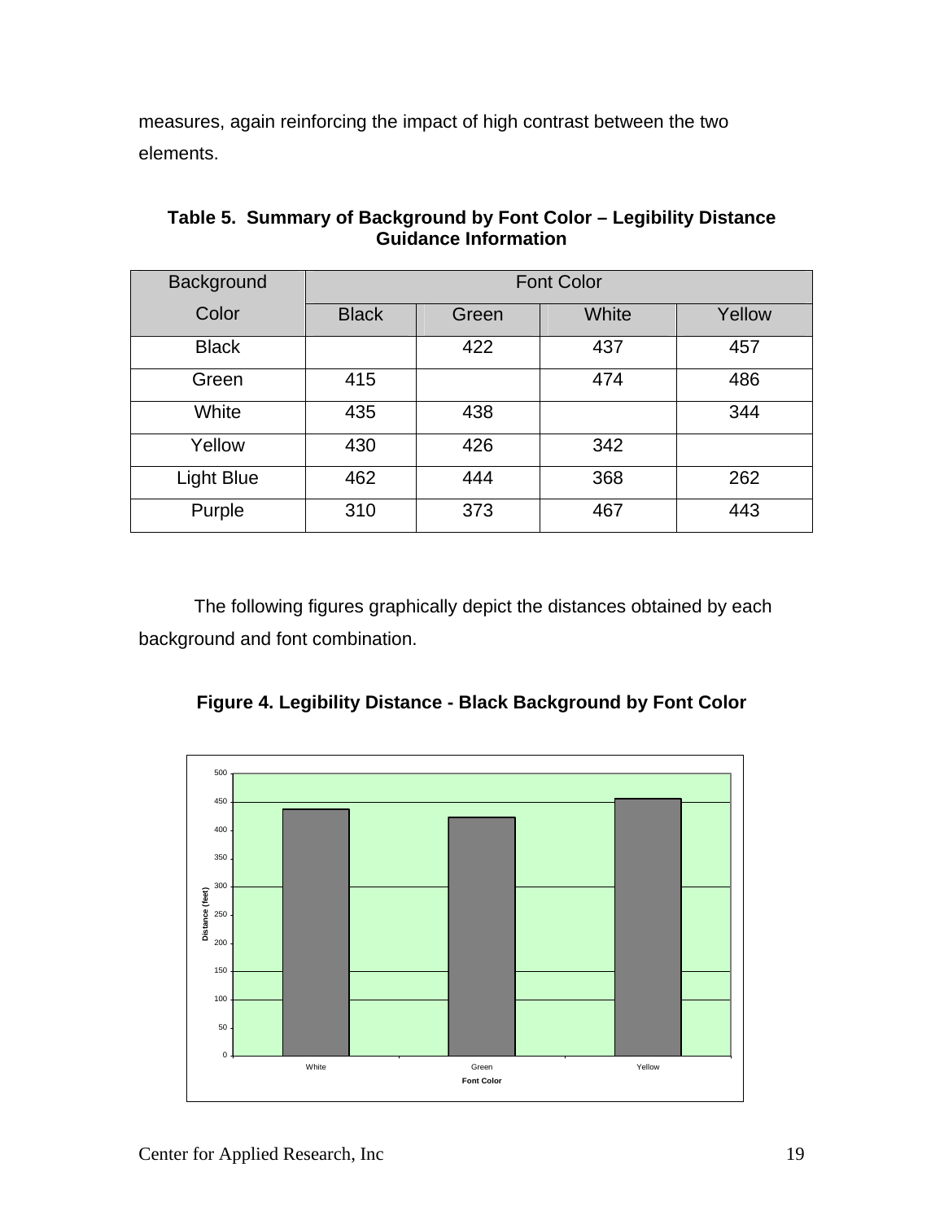measures, again reinforcing the impact of high contrast between the two elements.

**Table 5. Summary of Background by Font Color – Legibility Distance Guidance Information**

| Background Color | Font Color | | | |
|---|---|---|---|---|
| | Black | Green | White | Yellow |
| Black | | 422 | 437 | 457 |
| Green | 415 | | 474 | 486 |
| White | 435 | 438 | | 344 |
| Yellow | 430 | 426 | 342 | |
| Light Blue | 462 | 444 | 368 | 262 |
| Purple | 310 | 373 | 467 | 443 |

The following figures graphically depict the distances obtained by each background and font combination.

**Figure 4. Legibility Distance - Black Background by Font Color**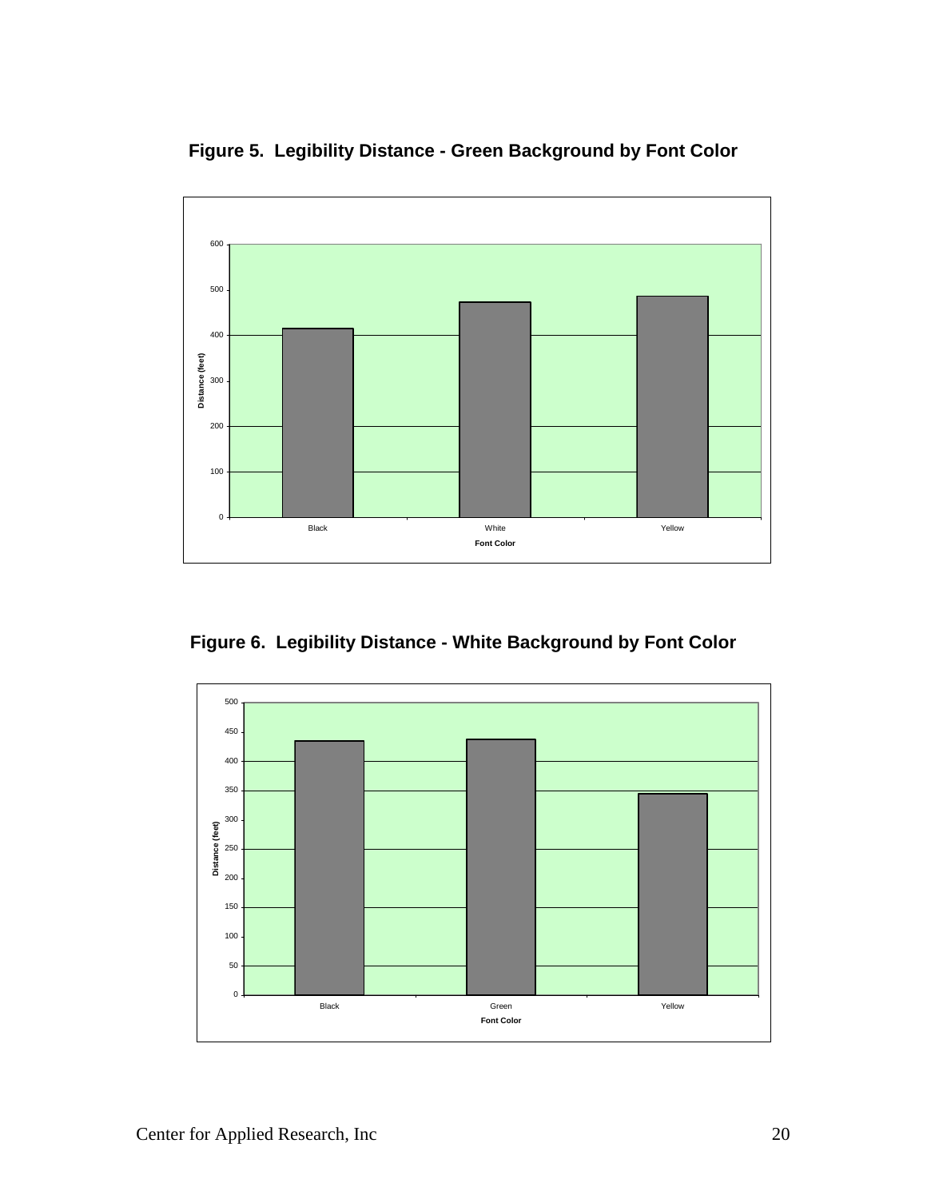**Figure 5. Legibility Distance - Green Background by Font Color**

**Figure 6. Legibility Distance - White Background by Font Color**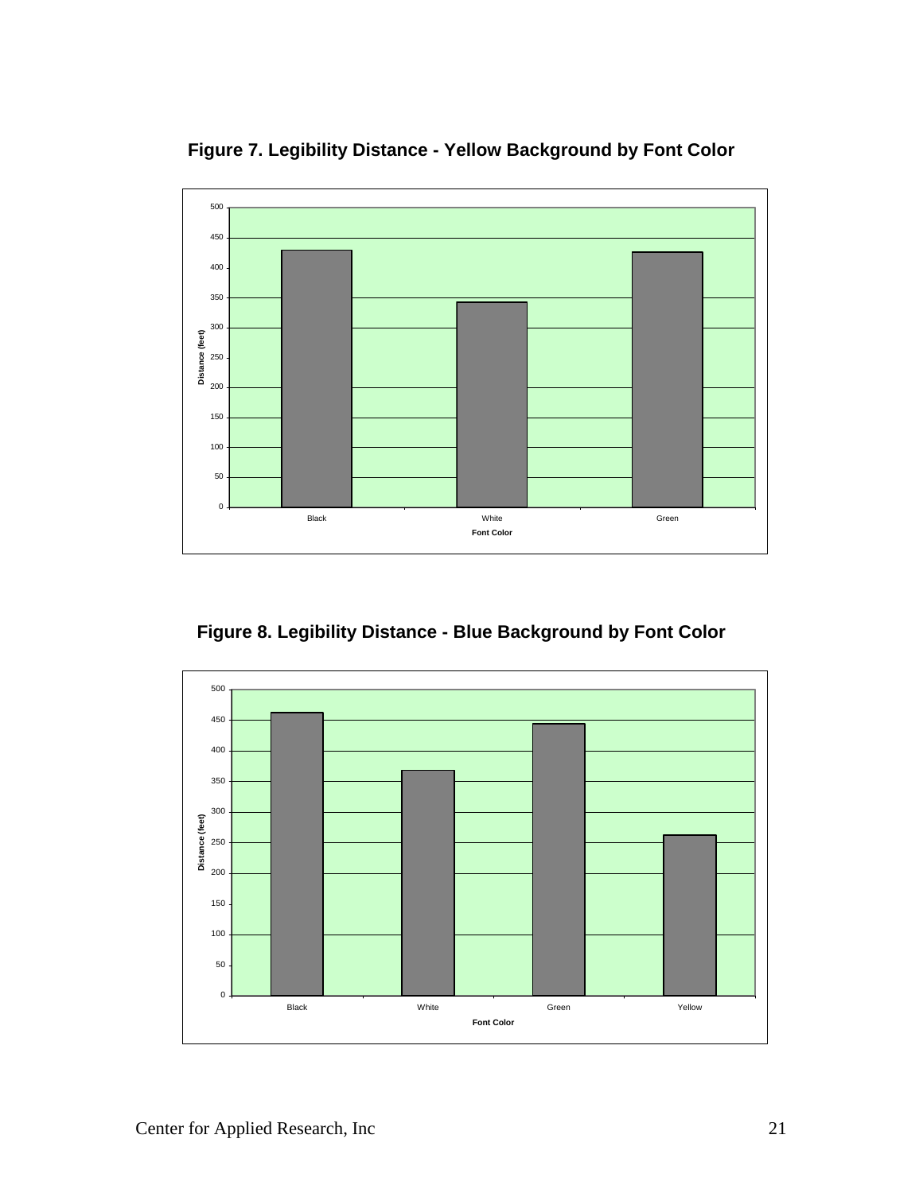**Figure 7. Legibility Distance - Yellow Background by Font Color**

**Figure 8. Legibility Distance - Blue Background by Font Color**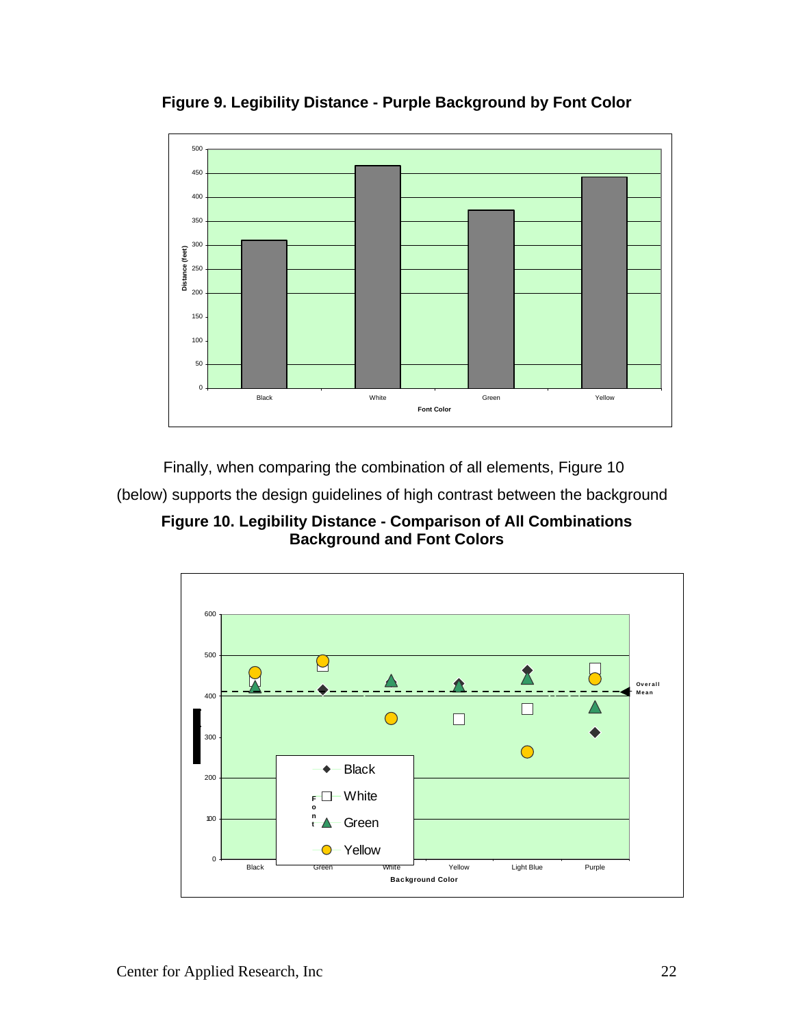**Figure 9. Legibility Distance - Purple Background by Font Color**

Finally, when comparing the combination of all elements, Figure 10 (below) supports the design guidelines of high contrast between the background

**Figure 10. Legibility Distance - Comparison of All Combinations Background and Font Colors**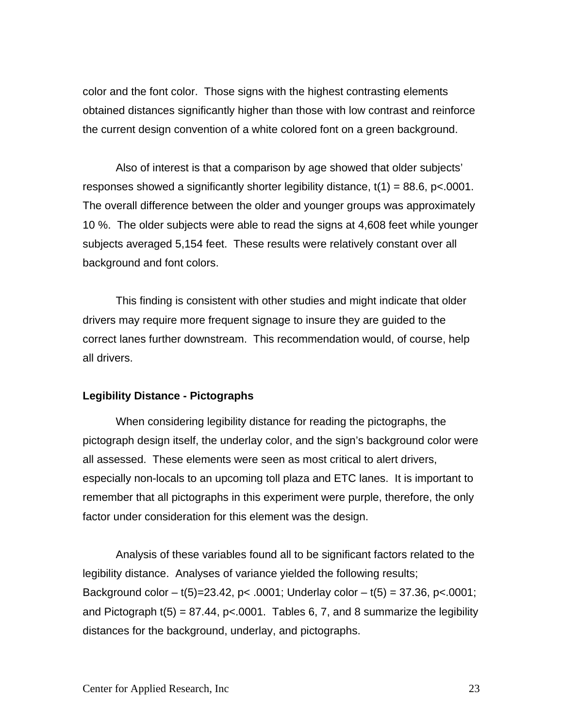color and the font color. Those signs with the highest contrasting elements obtained distances significantly higher than those with low contrast and reinforce the current design convention of a white colored font on a green background.

Also of interest is that a comparison by age showed that older subjects' responses showed a significantly shorter legibility distance, $t(1) = 88.6$, $p<.0001$. The overall difference between the older and younger groups was approximately 10 %. The older subjects were able to read the signs at 4,608 feet while younger subjects averaged 5,154 feet. These results were relatively constant over all background and font colors.

This finding is consistent with other studies and might indicate that older drivers may require more frequent signage to insure they are guided to the correct lanes further downstream. This recommendation would, of course, help all drivers.

### Legibility Distance - Pictographs

When considering legibility distance for reading the pictographs, the pictograph design itself, the underlay color, and the sign's background color were all assessed. These elements were seen as most critical to alert drivers, especially non-locals to an upcoming toll plaza and ETC lanes. It is important to remember that all pictographs in this experiment were purple, therefore, the only factor under consideration for this element was the design.

Analysis of these variables found all to be significant factors related to the legibility distance. Analyses of variance yielded the following results; Background color – $t(5)=23.42$, $p< .0001$; Underlay color – $t(5) = 37.36$, $p<.0001$; and Pictograph $t(5) = 87.44$, $p<.0001$. Tables 6, 7, and 8 summarize the legibility distances for the background, underlay, and pictographs.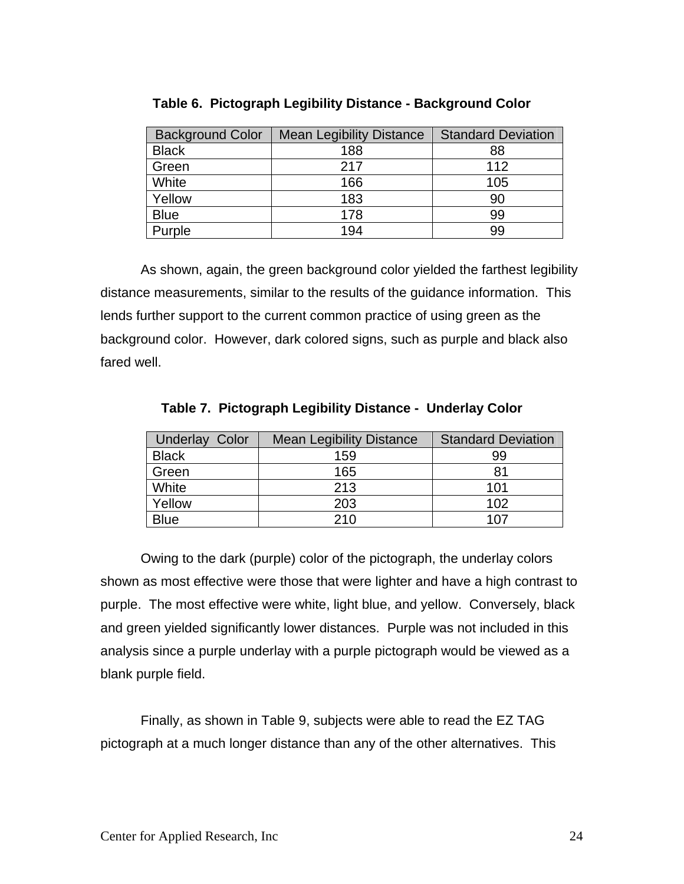**Table 6. Pictograph Legibility Distance - Background Color**

| Background Color | Mean Legibility Distance | Standard Deviation |
|---|---|---|
| Black | 188 | 88 |
| Green | 217 | 112 |
| White | 166 | 105 |
| Yellow | 183 | 90 |
| Blue | 178 | 99 |
| Purple | 194 | 99 |

As shown, again, the green background color yielded the farthest legibility distance measurements, similar to the results of the guidance information. This lends further support to the current common practice of using green as the background color. However, dark colored signs, such as purple and black also fared well.

**Table 7. Pictograph Legibility Distance - Underlay Color**

| Underlay Color | Mean Legibility Distance | Standard Deviation |
|---|---|---|
| Black | 159 | 99 |
| Green | 165 | 81 |
| White | 213 | 101 |
| Yellow | 203 | 102 |
| Blue | 210 | 107 |

Owing to the dark (purple) color of the pictograph, the underlay colors shown as most effective were those that were lighter and have a high contrast to purple. The most effective were white, light blue, and yellow. Conversely, black and green yielded significantly lower distances. Purple was not included in this analysis since a purple underlay with a purple pictograph would be viewed as a blank purple field.

Finally, as shown in Table 9, subjects were able to read the EZ TAG pictograph at a much longer distance than any of the other alternatives. This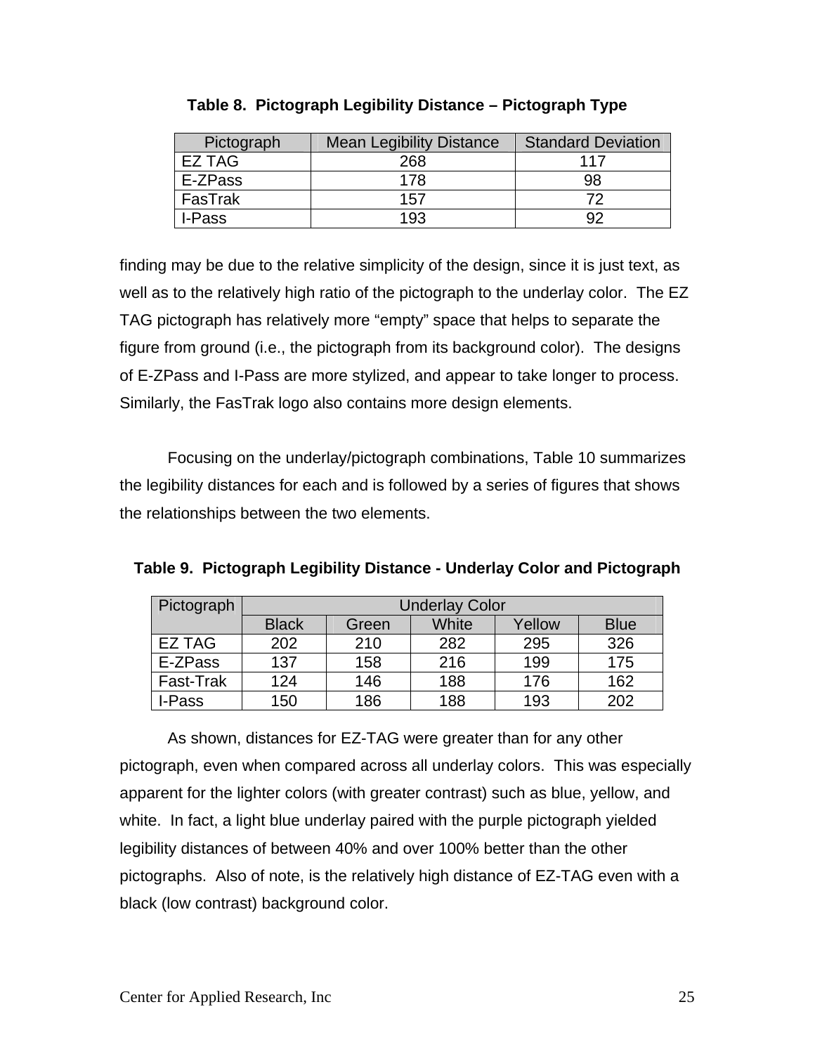**Table 8. Pictograph Legibility Distance – Pictograph Type**

| Pictograph | Mean Legibility Distance | Standard Deviation |
|---|---|---|
| EZ TAG | 268 | 117 |
| E-ZPass | 178 | 98 |
| FasTrak | 157 | 72 |
| I-Pass | 193 | 92 |

finding may be due to the relative simplicity of the design, since it is just text, as well as to the relatively high ratio of the pictograph to the underlay color. The EZ TAG pictograph has relatively more "empty" space that helps to separate the figure from ground (i.e., the pictograph from its background color). The designs of E-ZPass and I-Pass are more stylized, and appear to take longer to process. Similarly, the FasTrak logo also contains more design elements.

Focusing on the underlay/pictograph combinations, Table 10 summarizes the legibility distances for each and is followed by a series of figures that shows the relationships between the two elements.

**Table 9. Pictograph Legibility Distance - Underlay Color and Pictograph**

| Pictograph | Underlay Color | | | | |
|---|---|---|---|---|---|
| | Black | Green | White | Yellow | Blue |
| EZ TAG | 202 | 210 | 282 | 295 | 326 |
| E-ZPass | 137 | 158 | 216 | 199 | 175 |
| Fast-Trak | 124 | 146 | 188 | 176 | 162 |
| I-Pass | 150 | 186 | 188 | 193 | 202 |

As shown, distances for EZ-TAG were greater than for any other pictograph, even when compared across all underlay colors. This was especially apparent for the lighter colors (with greater contrast) such as blue, yellow, and white. In fact, a light blue underlay paired with the purple pictograph yielded legibility distances of between 40% and over 100% better than the other pictographs. Also of note, is the relatively high distance of EZ-TAG even with a black (low contrast) background color.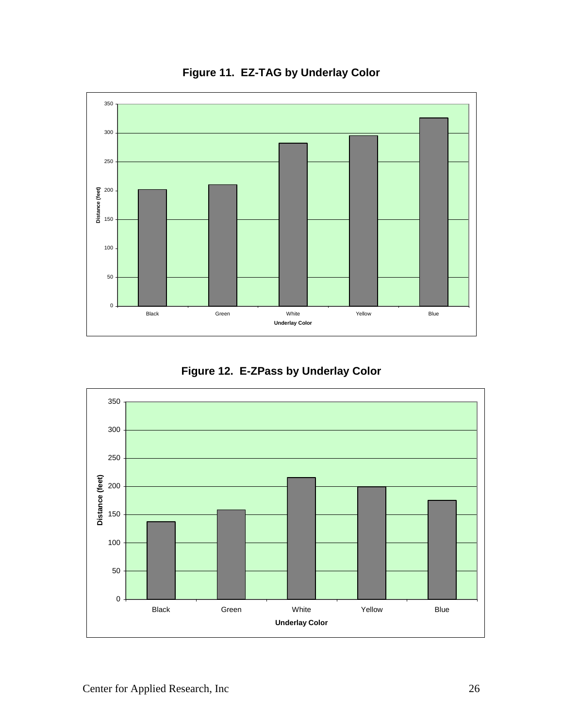**Figure 11. EZ-TAG by Underlay Color**

| Underlay Color | Distance (feet) |
|---|---|
| Black | ~202 |
| Green | ~210 |
| White | ~282 |
| Yellow | ~295 |
| Blue | ~326 |

**Figure 12. E-ZPass by Underlay Color**

| Underlay Color | Distance (feet) |
|---|---|
| Black | ~137 |
| Green | ~158 |
| White | ~215 |
| Yellow | ~199 |
| Blue | ~175 |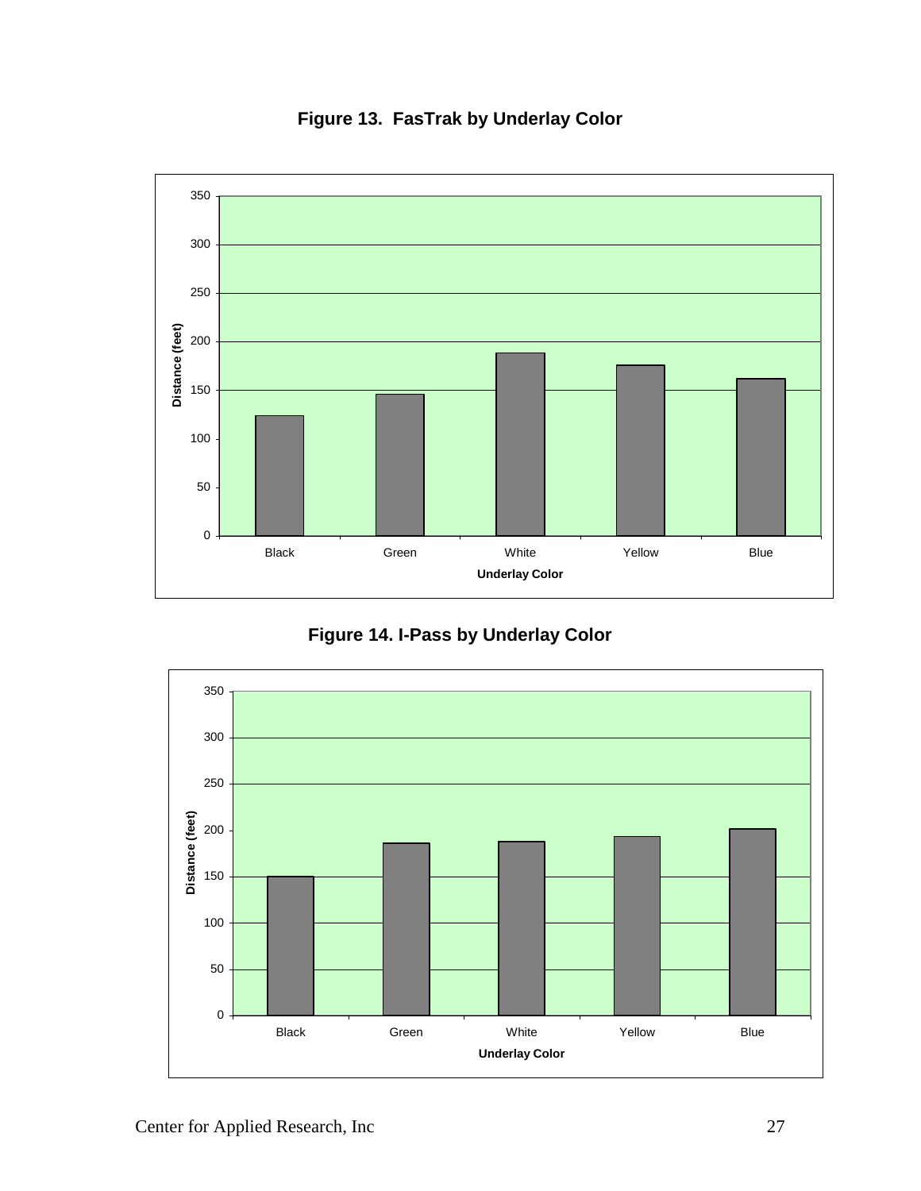**Figure 13. FasTrak by Underlay Color**

**Figure 14. I-Pass by Underlay Color**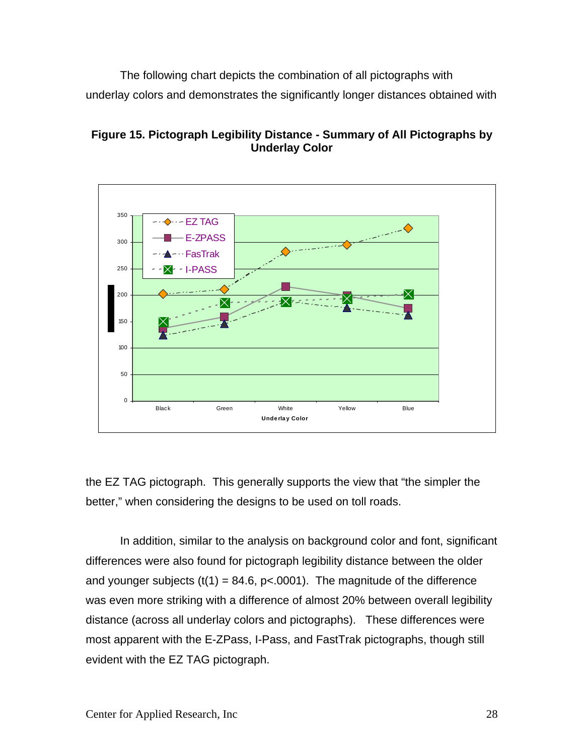The following chart depicts the combination of all pictographs with underlay colors and demonstrates the significantly longer distances obtained with

**Figure 15. Pictograph Legibility Distance - Summary of All Pictographs by Underlay Color**

the EZ TAG pictograph. This generally supports the view that "the simpler the better," when considering the designs to be used on toll roads.

In addition, similar to the analysis on background color and font, significant differences were also found for pictograph legibility distance between the older and younger subjects ($t(1) = 84.6$, $p<.0001$). The magnitude of the difference was even more striking with a difference of almost 20% between overall legibility distance (across all underlay colors and pictographs). These differences were most apparent with the E-ZPass, I-Pass, and FastTrak pictographs, though still evident with the EZ TAG pictograph.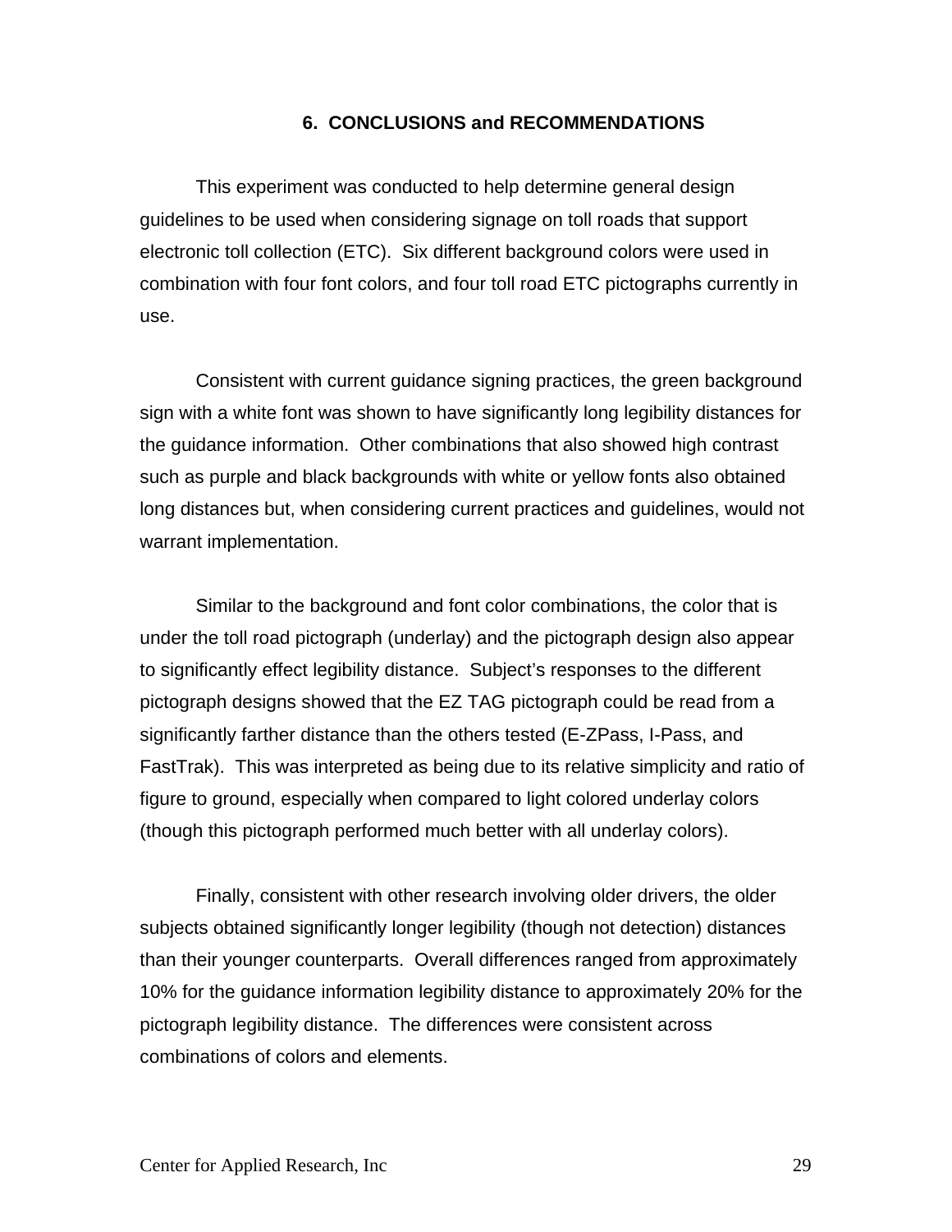# 6. CONCLUSIONS and RECOMMENDATIONS

This experiment was conducted to help determine general design guidelines to be used when considering signage on toll roads that support electronic toll collection (ETC). Six different background colors were used in combination with four font colors, and four toll road ETC pictographs currently in use.

Consistent with current guidance signing practices, the green background sign with a white font was shown to have significantly long legibility distances for the guidance information. Other combinations that also showed high contrast such as purple and black backgrounds with white or yellow fonts also obtained long distances but, when considering current practices and guidelines, would not warrant implementation.

Similar to the background and font color combinations, the color that is under the toll road pictograph (underlay) and the pictograph design also appear to significantly effect legibility distance. Subject's responses to the different pictograph designs showed that the EZ TAG pictograph could be read from a significantly farther distance than the others tested (E-ZPass, I-Pass, and FastTrak). This was interpreted as being due to its relative simplicity and ratio of figure to ground, especially when compared to light colored underlay colors (though this pictograph performed much better with all underlay colors).

Finally, consistent with other research involving older drivers, the older subjects obtained significantly longer legibility (though not detection) distances than their younger counterparts. Overall differences ranged from approximately 10% for the guidance information legibility distance to approximately 20% for the pictograph legibility distance. The differences were consistent across combinations of colors and elements.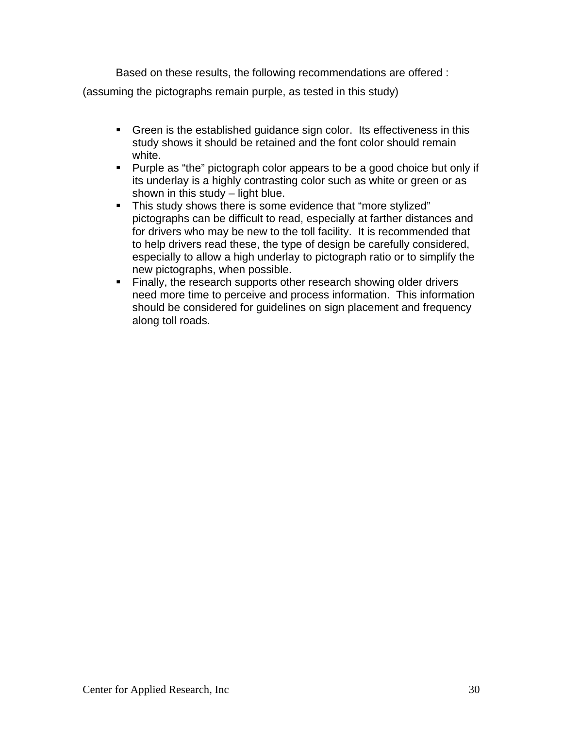Based on these results, the following recommendations are offered : (assuming the pictographs remain purple, as tested in this study)

- Green is the established guidance sign color. Its effectiveness in this study shows it should be retained and the font color should remain white.
- Purple as "the" pictograph color appears to be a good choice but only if its underlay is a highly contrasting color such as white or green or as shown in this study – light blue.
- This study shows there is some evidence that "more stylized" pictographs can be difficult to read, especially at farther distances and for drivers who may be new to the toll facility. It is recommended that to help drivers read these, the type of design be carefully considered, especially to allow a high underlay to pictograph ratio or to simplify the new pictographs, when possible.
- Finally, the research supports other research showing older drivers need more time to perceive and process information. This information should be considered for guidelines on sign placement and frequency along toll roads.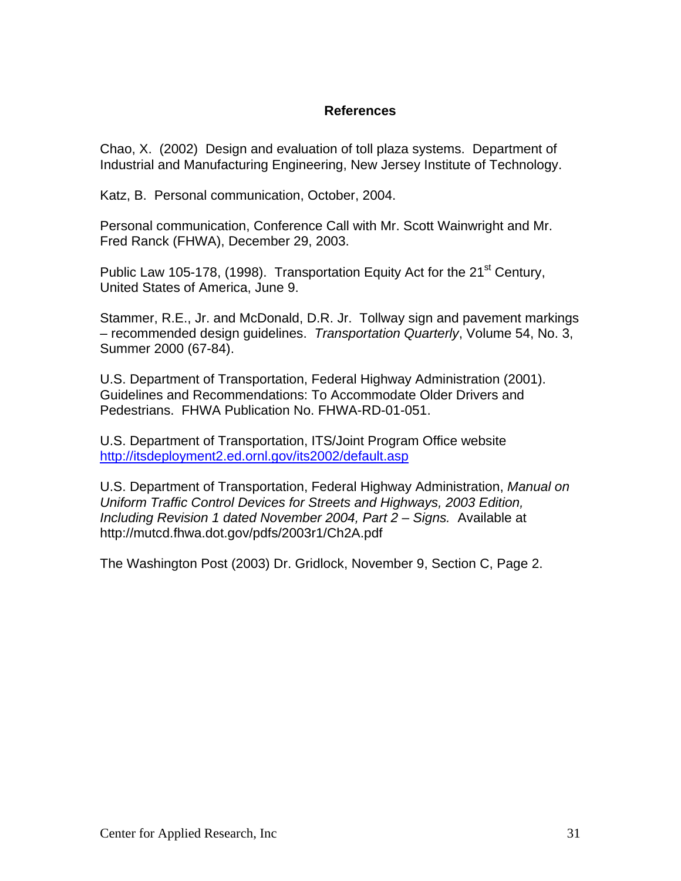## References

Chao, X. (2002) Design and evaluation of toll plaza systems. Department of Industrial and Manufacturing Engineering, New Jersey Institute of Technology.

Katz, B. Personal communication, October, 2004.

Personal communication, Conference Call with Mr. Scott Wainwright and Mr. Fred Ranck (FHWA), December 29, 2003.

Public Law 105-178, (1998). Transportation Equity Act for the 21st Century, United States of America, June 9.

Stammer, R.E., Jr. and McDonald, D.R. Jr. Tollway sign and pavement markings – recommended design guidelines. *Transportation Quarterly*, Volume 54, No. 3, Summer 2000 (67-84).

U.S. Department of Transportation, Federal Highway Administration (2001). Guidelines and Recommendations: To Accommodate Older Drivers and Pedestrians. FHWA Publication No. FHWA-RD-01-051.

U.S. Department of Transportation, ITS/Joint Program Office website http://itsdeployment2.ed.ornl.gov/its2002/default.asp

U.S. Department of Transportation, Federal Highway Administration, *Manual on Uniform Traffic Control Devices for Streets and Highways, 2003 Edition, Including Revision 1 dated November 2004, Part 2 – Signs.* Available at http://mutcd.fhwa.dot.gov/pdfs/2003r1/Ch2A.pdf

The Washington Post (2003) Dr. Gridlock, November 9, Section C, Page 2.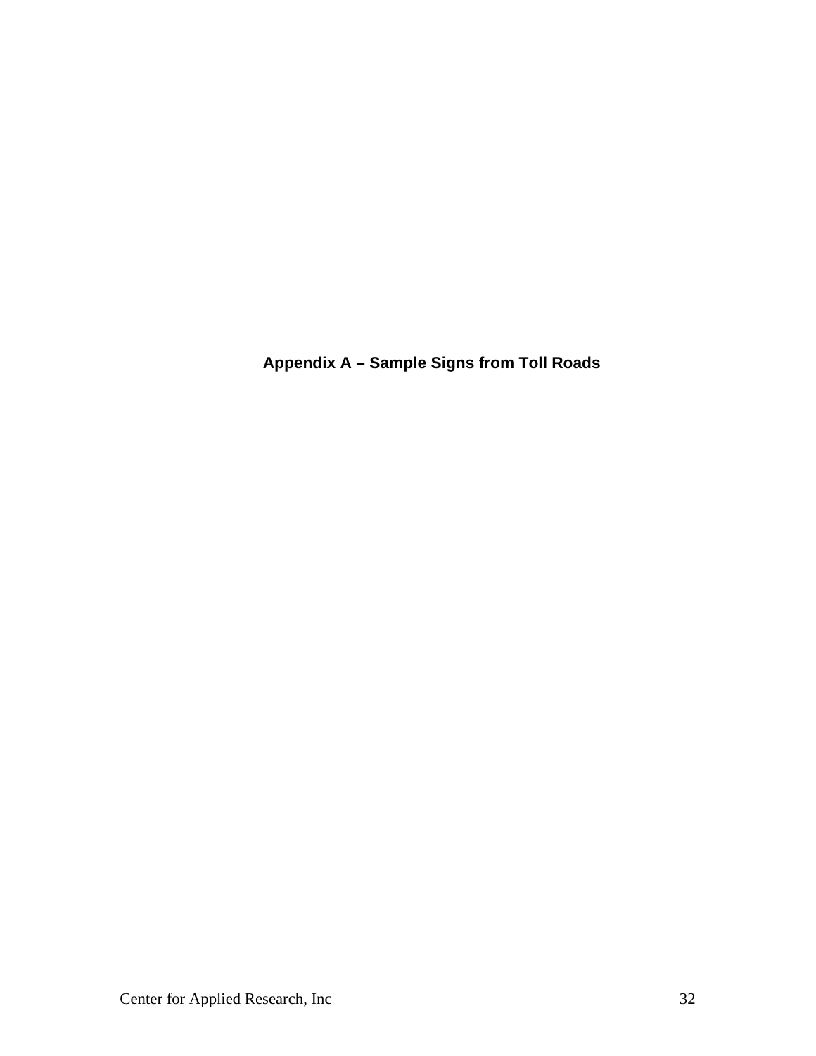# Appendix A – Sample Signs from Toll Roads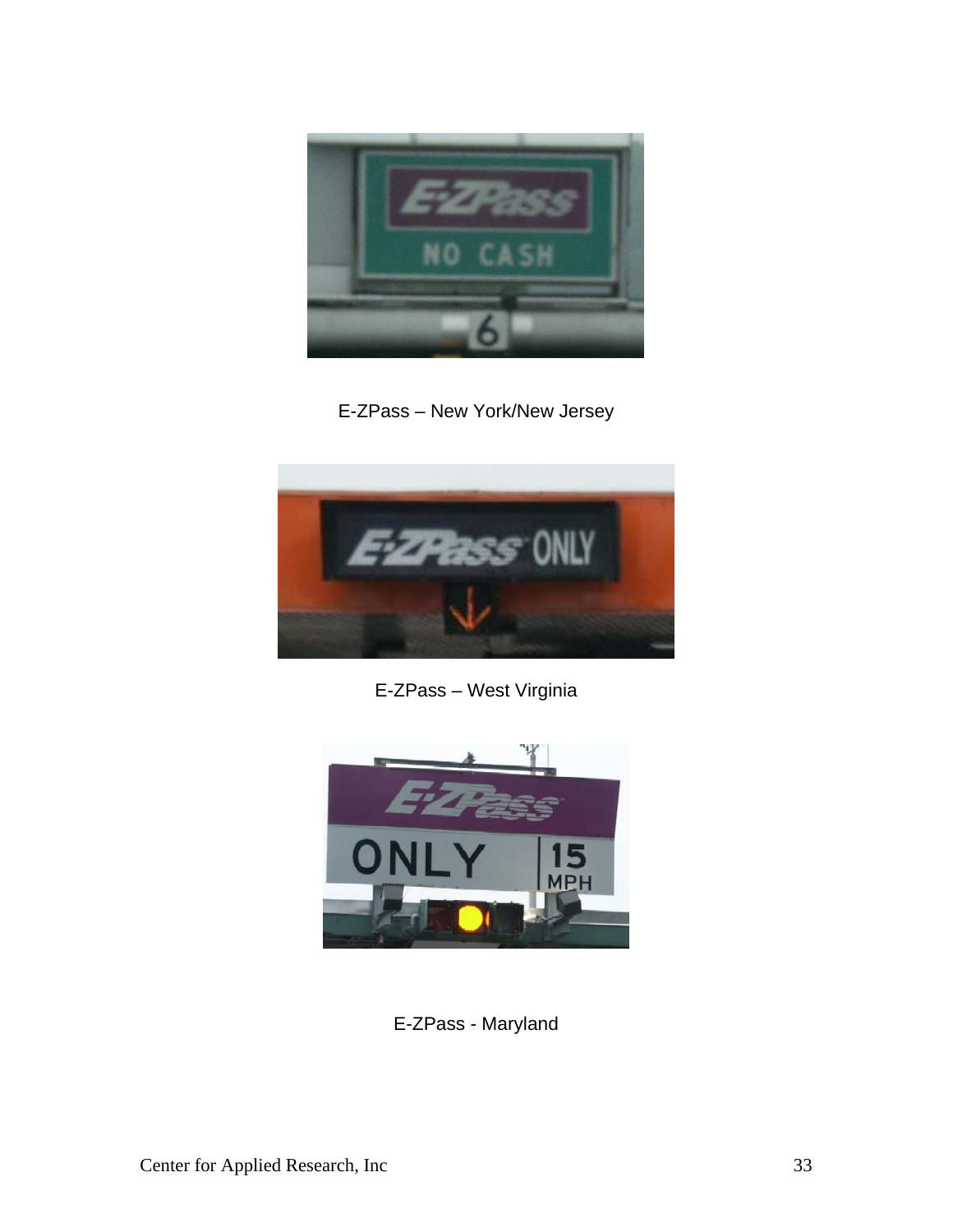E-ZPass – New York/New Jersey

E-ZPass – West Virginia

E-ZPass - Maryland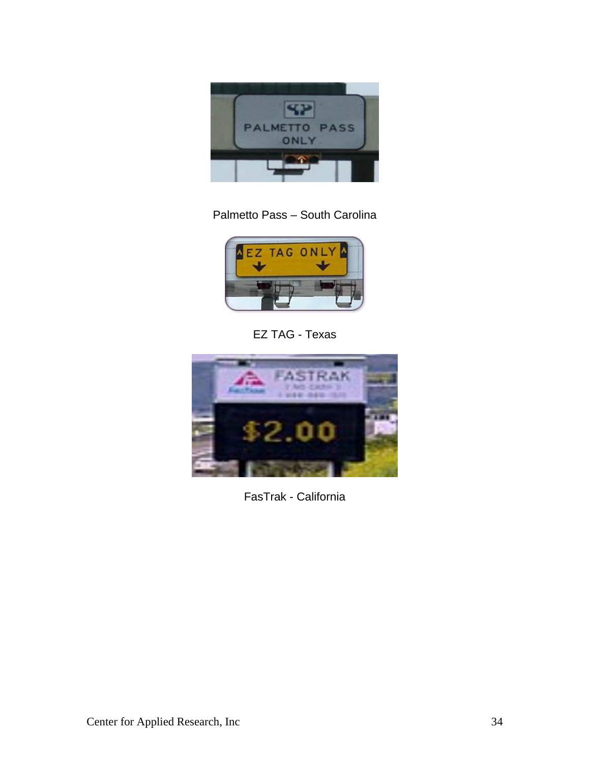Palmetto Pass – South Carolina

EZ TAG - Texas

FasTrak - California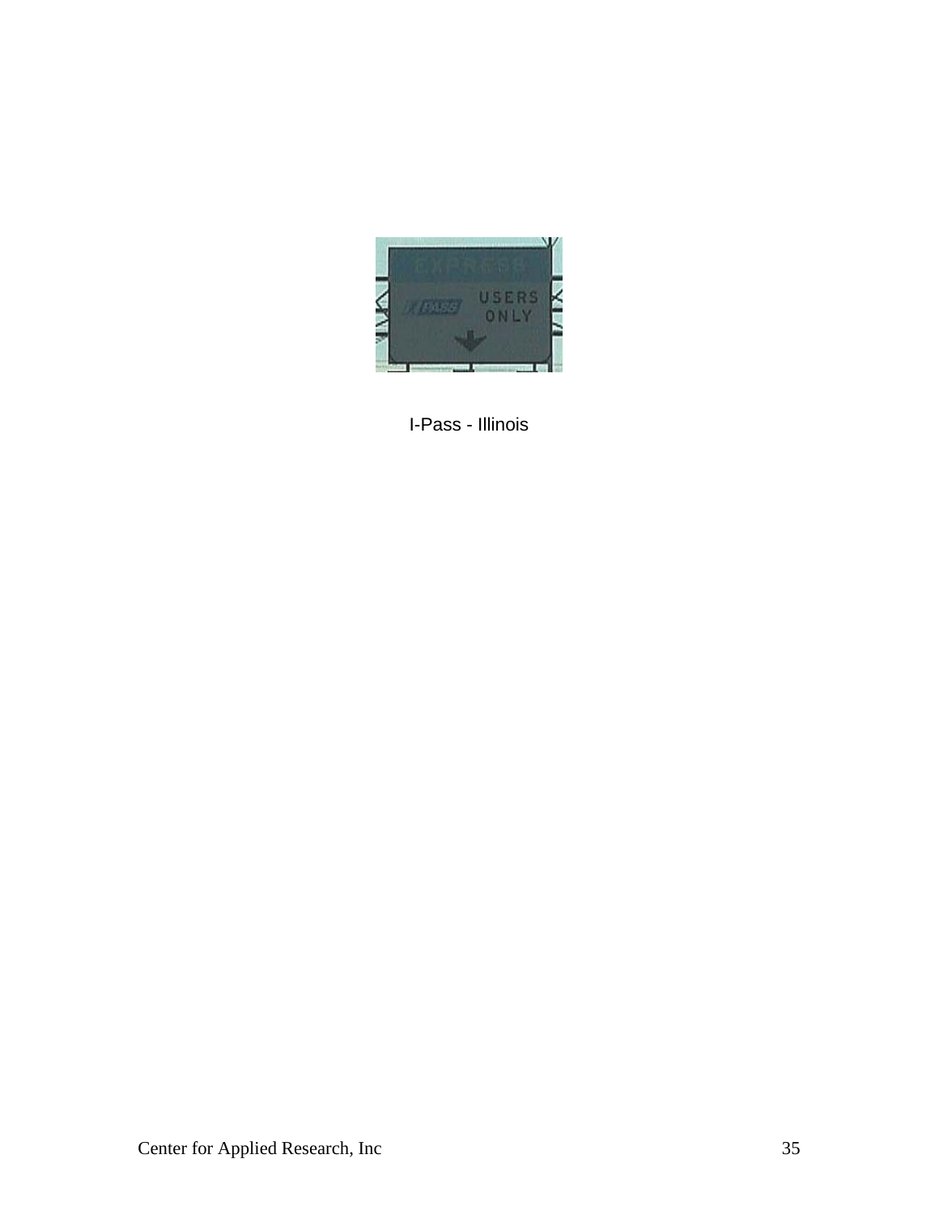I-Pass - Illinois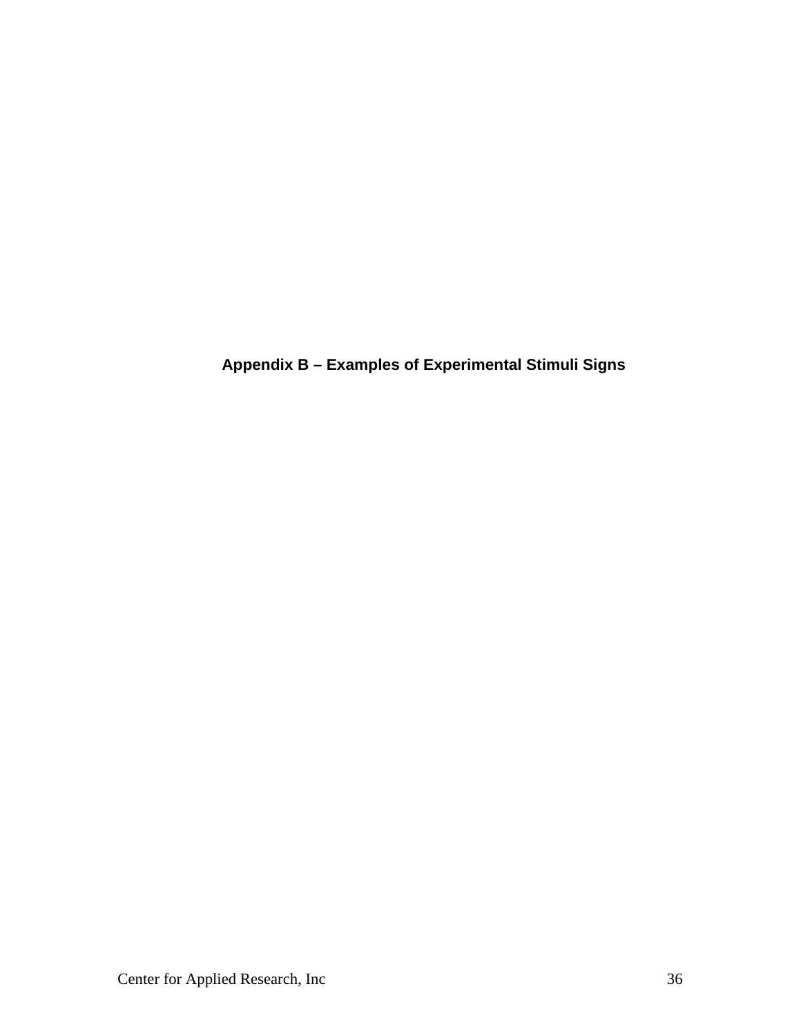# Appendix B – Examples of Experimental Stimuli Signs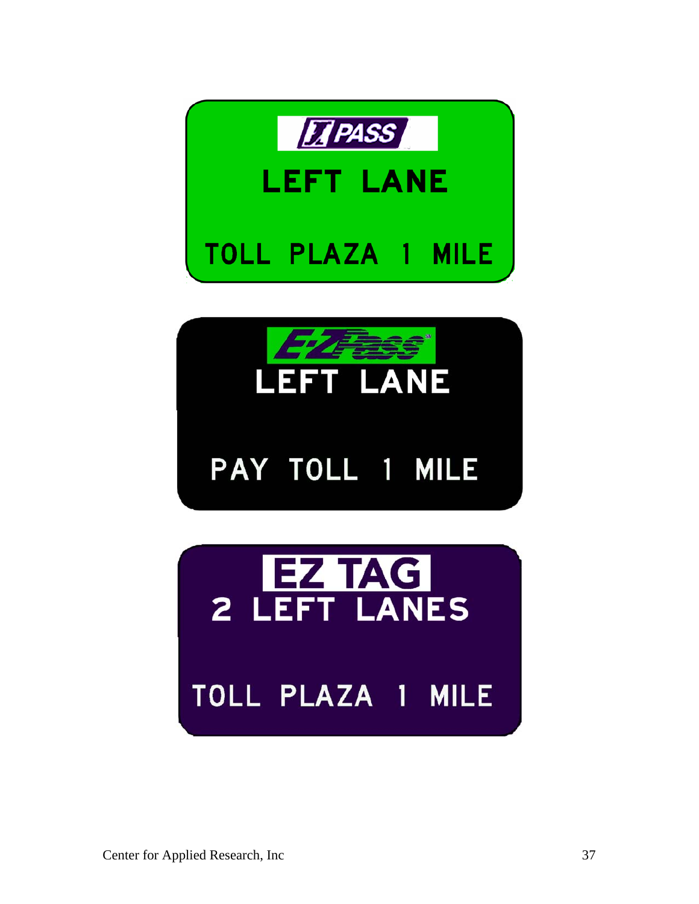I PASS

LEFT LANE

TOLL PLAZA 1 MILE

E-ZPass

LEFT LANE

PAY TOLL 1 MILE

EZ TAG

2 LEFT LANES

TOLL PLAZA 1 MILE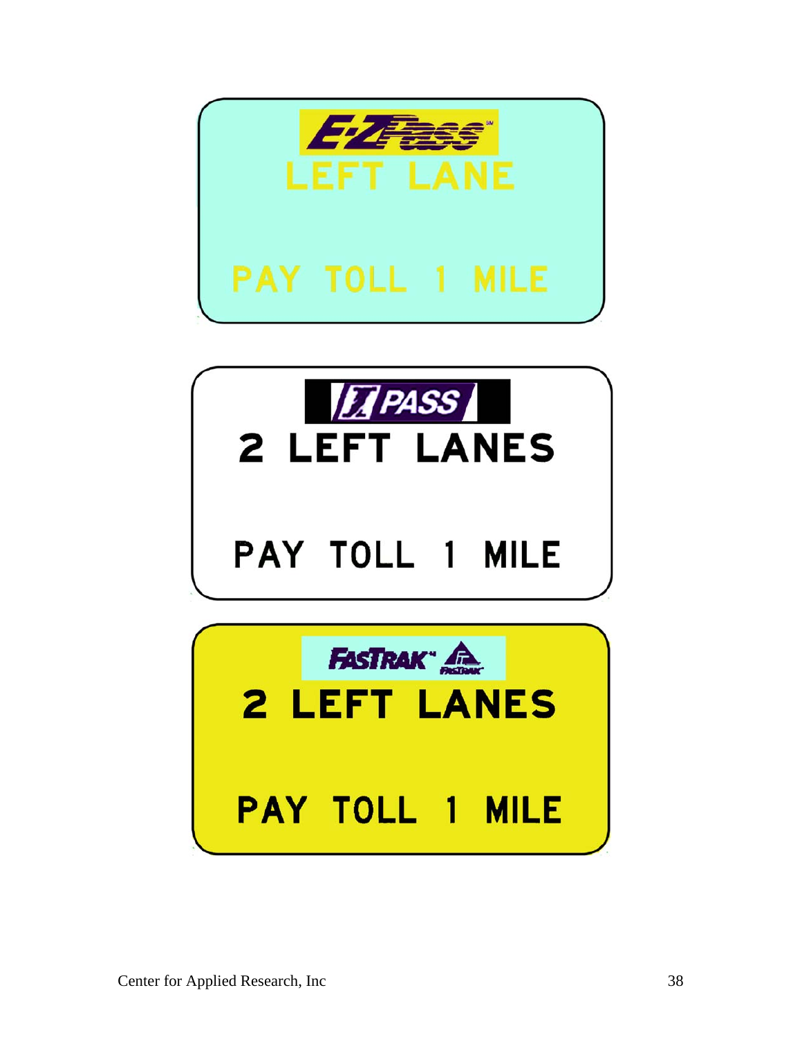E-ZPass

LEFT LANE

PAY TOLL 1 MILE

I-PASS

2 LEFT LANES

PAY TOLL 1 MILE

FASTRAK

2 LEFT LANES

PAY TOLL 1 MILE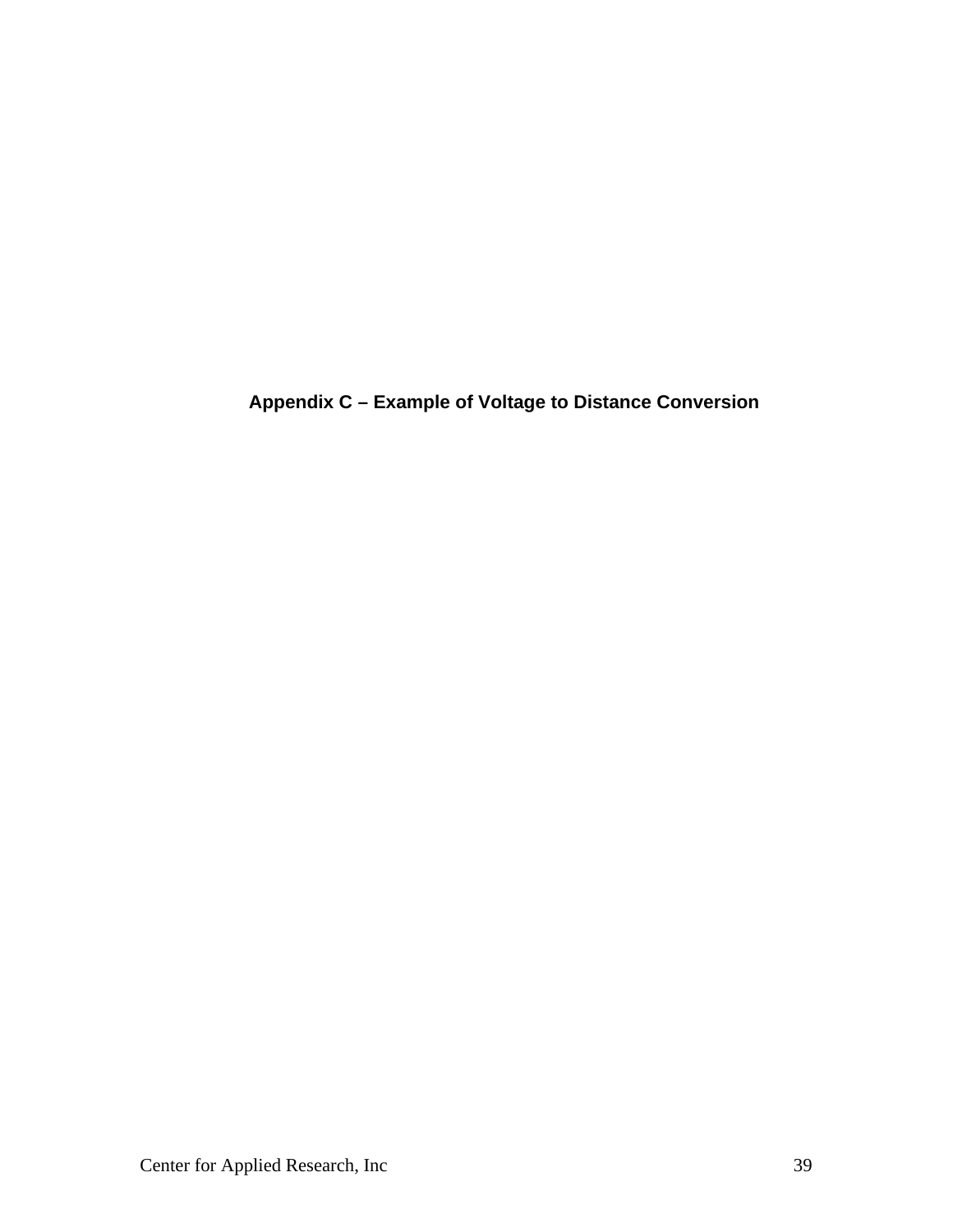# Appendix C – Example of Voltage to Distance Conversion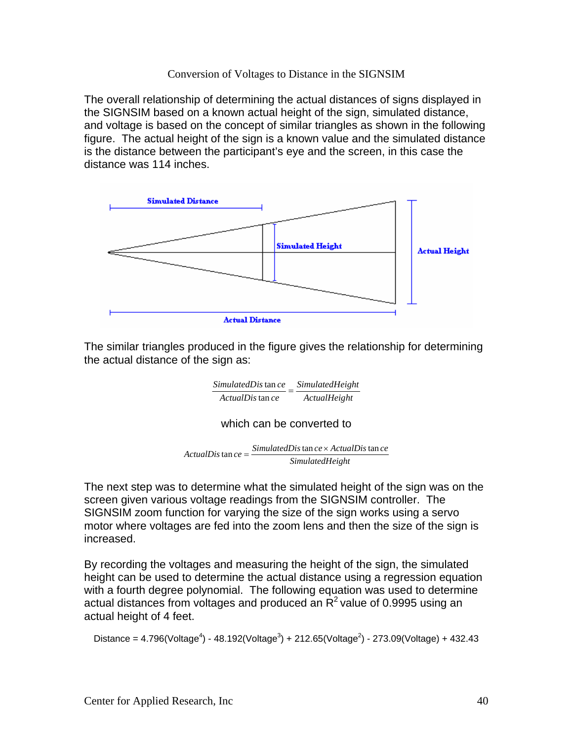Conversion of Voltages to Distance in the SIGNSIM

The overall relationship of determining the actual distances of signs displayed in the SIGNSIM based on a known actual height of the sign, simulated distance, and voltage is based on the concept of similar triangles as shown in the following figure. The actual height of the sign is a known value and the simulated distance is the distance between the participant's eye and the screen, in this case the distance was 114 inches.

The similar triangles produced in the figure gives the relationship for determining the actual distance of the sign as:

$$\frac{SimulatedDistance}{ActualDistance} = \frac{SimulatedHeight}{ActualHeight}$$

which can be converted to

$$ActualDistance = \frac{SimulatedDistance \times ActualDistance}{SimulatedHeight}$$

The next step was to determine what the simulated height of the sign was on the screen given various voltage readings from the SIGNSIM controller. The SIGNSIM zoom function for varying the size of the sign works using a servo motor where voltages are fed into the zoom lens and then the size of the sign is increased.

By recording the voltages and measuring the height of the sign, the simulated height can be used to determine the actual distance using a regression equation with a fourth degree polynomial. The following equation was used to determine actual distances from voltages and produced an $R^2$ value of 0.9995 using an actual height of 4 feet.

$$Distance = 4.796(Voltage^4) - 48.192(Voltage^3) + 212.65(Voltage^2) - 273.09(Voltage) + 432.43$$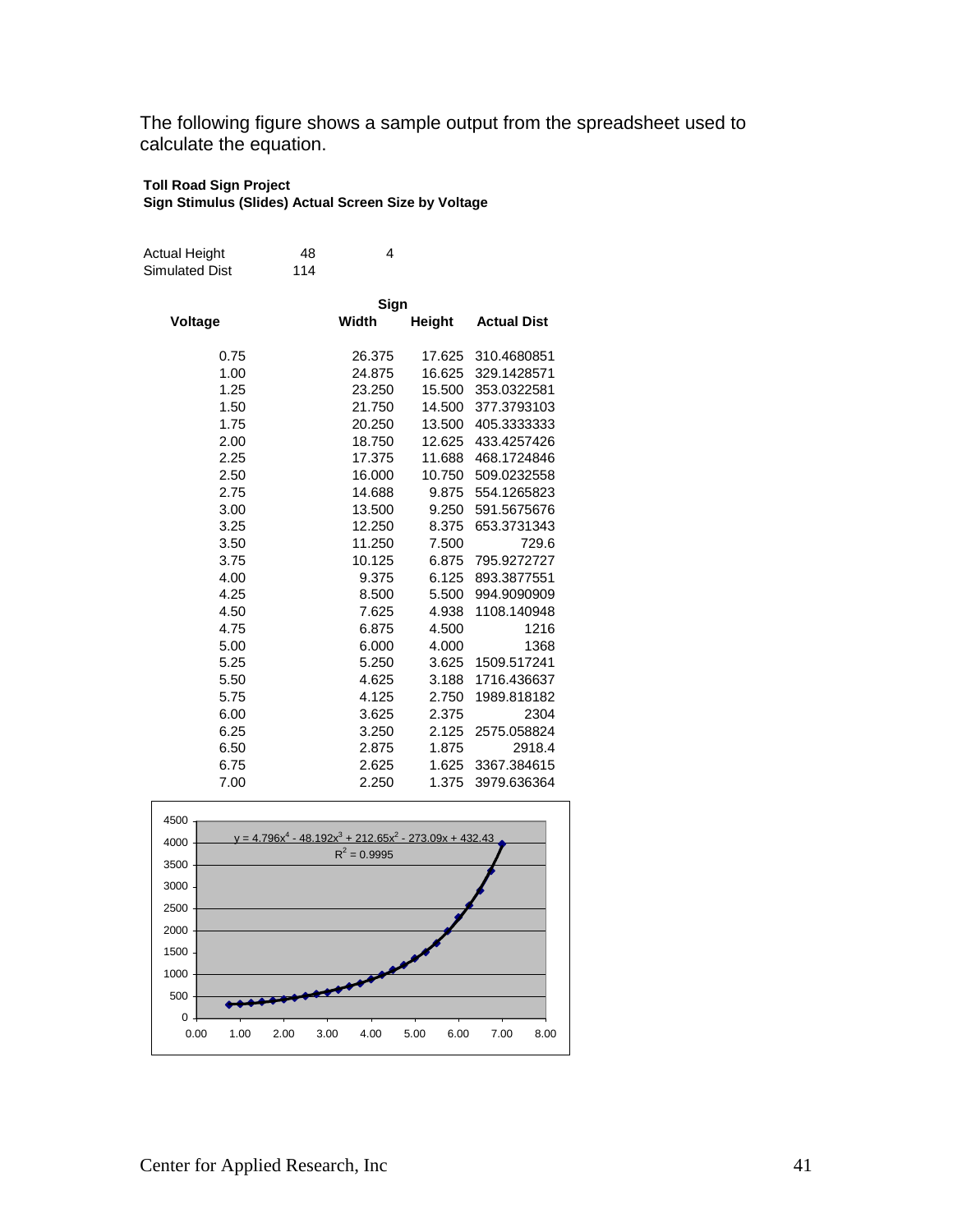The following figure shows a sample output from the spreadsheet used to calculate the equation.

**Toll Road Sign Project**
**Sign Stimulus (Slides) Actual Screen Size by Voltage**

| | | |
|---|---|---|
| Actual Height | 48 | 4 |
| Simulated Dist | 114 | |

| Voltage | Sign Width | Height | Actual Dist |
|---|---|---|---|
| 0.75 | 26.375 | 17.625 | 310.4680851 |
| 1.00 | 24.875 | 16.625 | 329.1428571 |
| 1.25 | 23.250 | 15.500 | 353.0322581 |
| 1.50 | 21.750 | 14.500 | 377.3793103 |
| 1.75 | 20.250 | 13.500 | 405.3333333 |
| 2.00 | 18.750 | 12.625 | 433.4257426 |
| 2.25 | 17.375 | 11.688 | 468.1724846 |
| 2.50 | 16.000 | 10.750 | 509.0232558 |
| 2.75 | 14.688 | 9.875 | 554.1265823 |
| 3.00 | 13.500 | 9.250 | 591.5675676 |
| 3.25 | 12.250 | 8.375 | 653.3731343 |
| 3.50 | 11.250 | 7.500 | 729.6 |
| 3.75 | 10.125 | 6.875 | 795.9272727 |
| 4.00 | 9.375 | 6.125 | 893.3877551 |
| 4.25 | 8.500 | 5.500 | 994.9090909 |
| 4.50 | 7.625 | 4.938 | 1108.140948 |
| 4.75 | 6.875 | 4.500 | 1216 |
| 5.00 | 6.000 | 4.000 | 1368 |
| 5.25 | 5.250 | 3.625 | 1509.517241 |
| 5.50 | 4.625 | 3.188 | 1716.436637 |
| 5.75 | 4.125 | 2.750 | 1989.818182 |
| 6.00 | 3.625 | 2.375 | 2304 |
| 6.25 | 3.250 | 2.125 | 2575.058824 |
| 6.50 | 2.875 | 1.875 | 2918.4 |
| 6.75 | 2.625 | 1.625 | 3367.384615 |
| 7.00 | 2.250 | 1.375 | 3979.636364 |

$y = 4.796x^4 - 48.192x^3 + 212.65x^2 - 273.09x + 432.43$

$R^2 = 0.9995$

0 500 1000 1500 2000 2500 3000 3500 4000 4500

0.00 1.00 2.00 3.00 4.00 5.00 6.00 7.00 8.00